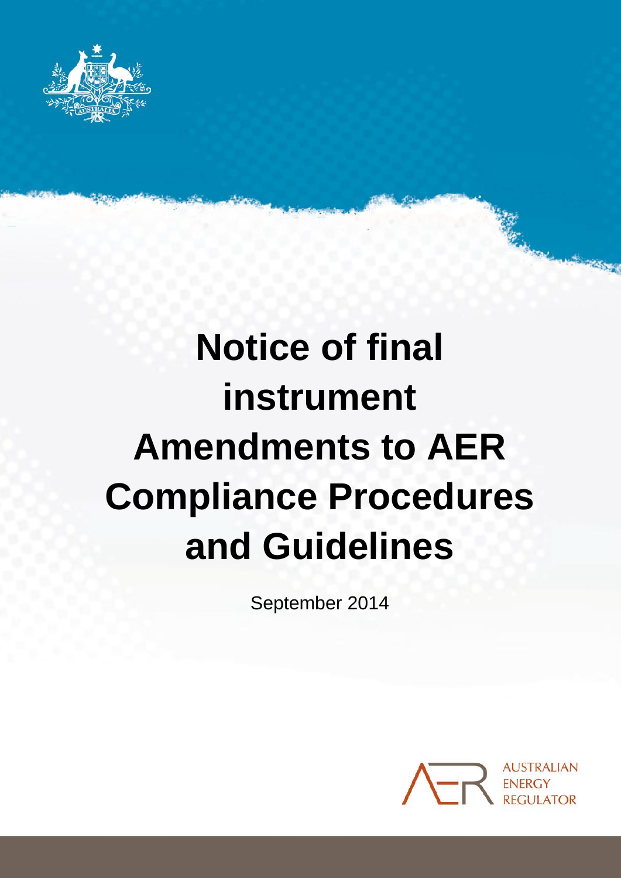# Notice of final instrument Amendments to AER Compliance Procedures and Guidelines

September 2014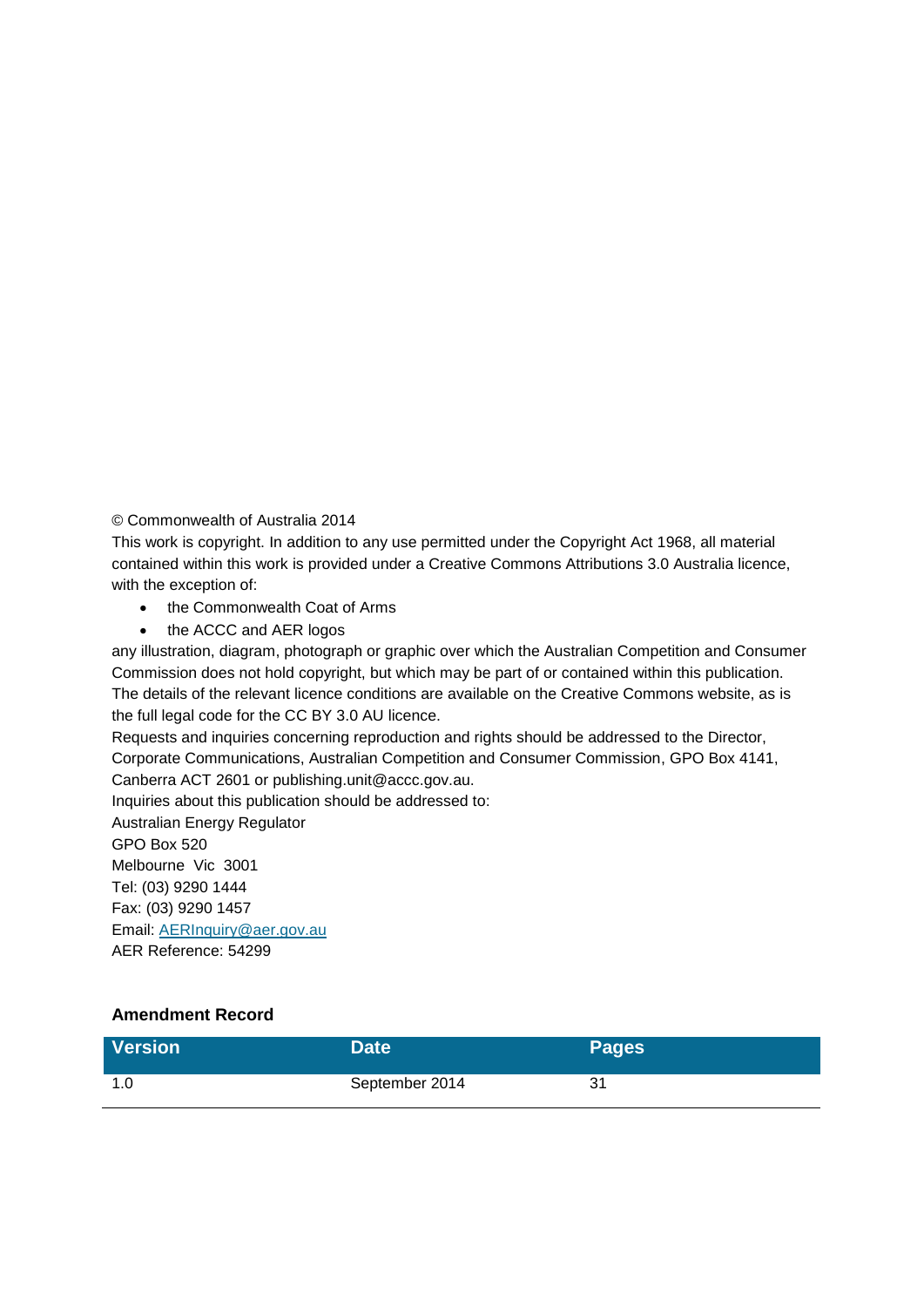© Commonwealth of Australia 2014

This work is copyright. In addition to any use permitted under the Copyright Act 1968, all material contained within this work is provided under a Creative Commons Attributions 3.0 Australia licence, with the exception of:

- the Commonwealth Coat of Arms
- the ACCC and AER logos

any illustration, diagram, photograph or graphic over which the Australian Competition and Consumer Commission does not hold copyright, but which may be part of or contained within this publication. The details of the relevant licence conditions are available on the Creative Commons website, as is the full legal code for the CC BY 3.0 AU licence.

Requests and inquiries concerning reproduction and rights should be addressed to the Director, Corporate Communications, Australian Competition and Consumer Commission, GPO Box 4141, Canberra ACT 2601 or publishing.unit@accc.gov.au.

Inquiries about this publication should be addressed to:

Australian Energy Regulator
GPO Box 520
Melbourne Vic 3001
Tel: (03) 9290 1444
Fax: (03) 9290 1457
Email: AERInquiry@aer.gov.au

AER Reference: 54299

**Amendment Record**

| Version | Date | Pages |
|---|---|---|
| 1.0 | September 2014 | 31 |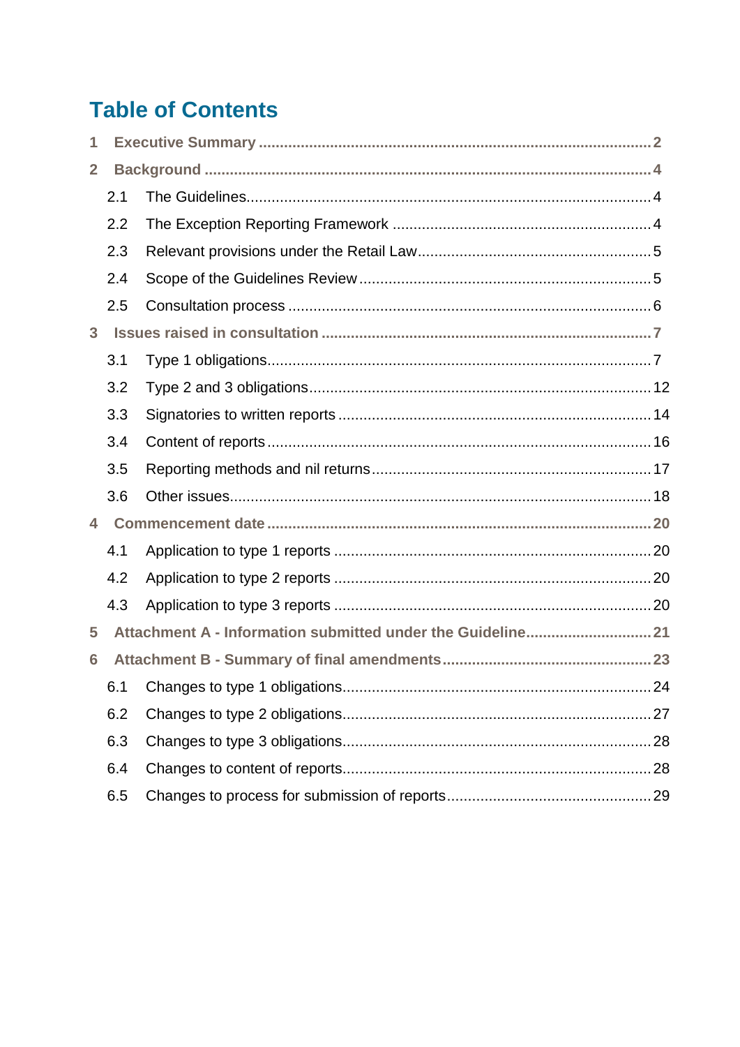# Table of Contents

**1 Executive Summary** .......... 2

**2 Background** .......... 4

- 2.1 The Guidelines .......... 4
- 2.2 The Exception Reporting Framework .......... 4
- 2.3 Relevant provisions under the Retail Law .......... 5
- 2.4 Scope of the Guidelines Review .......... 5
- 2.5 Consultation process .......... 6

**3 Issues raised in consultation** .......... 7

- 3.1 Type 1 obligations .......... 7
- 3.2 Type 2 and 3 obligations .......... 12
- 3.3 Signatories to written reports .......... 14
- 3.4 Content of reports .......... 16
- 3.5 Reporting methods and nil returns .......... 17
- 3.6 Other issues .......... 18

**4 Commencement date** .......... 20

- 4.1 Application to type 1 reports .......... 20
- 4.2 Application to type 2 reports .......... 20
- 4.3 Application to type 3 reports .......... 20

**5 Attachment A - Information submitted under the Guideline** .......... 21

**6 Attachment B - Summary of final amendments** .......... 23

- 6.1 Changes to type 1 obligations .......... 24
- 6.2 Changes to type 2 obligations .......... 27
- 6.3 Changes to type 3 obligations .......... 28
- 6.4 Changes to content of reports .......... 28
- 6.5 Changes to process for submission of reports .......... 29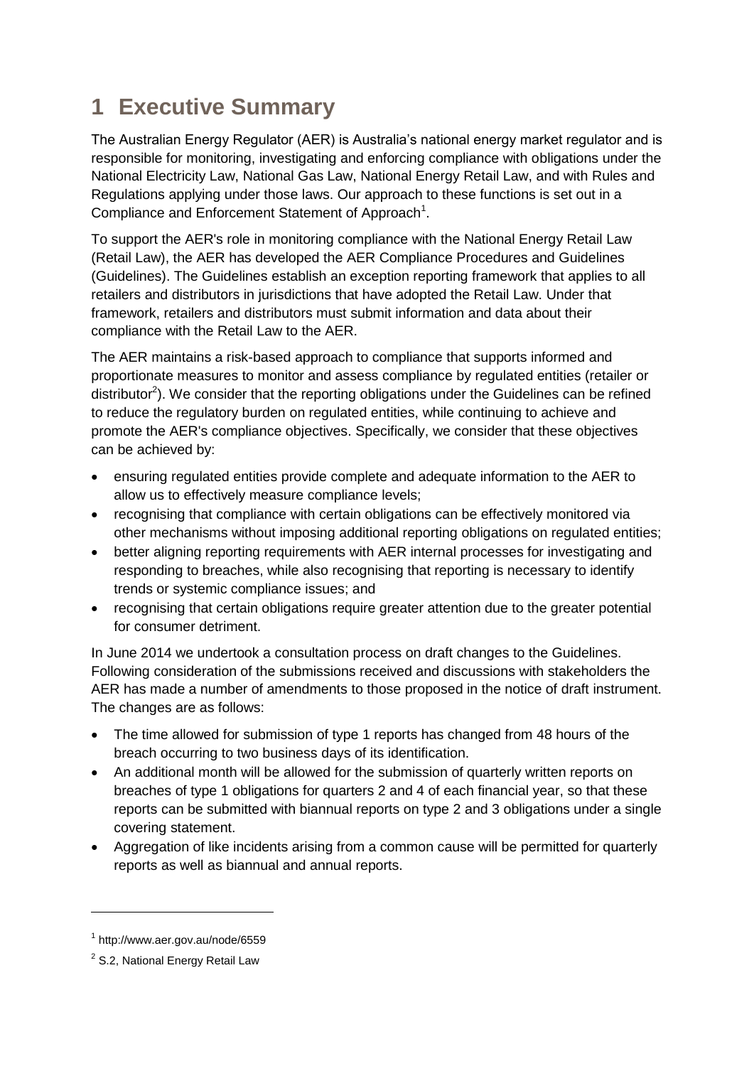# 1 Executive Summary

The Australian Energy Regulator (AER) is Australia's national energy market regulator and is responsible for monitoring, investigating and enforcing compliance with obligations under the National Electricity Law, National Gas Law, National Energy Retail Law, and with Rules and Regulations applying under those laws. Our approach to these functions is set out in a Compliance and Enforcement Statement of Approach[1].

To support the AER's role in monitoring compliance with the National Energy Retail Law (Retail Law), the AER has developed the AER Compliance Procedures and Guidelines (Guidelines). The Guidelines establish an exception reporting framework that applies to all retailers and distributors in jurisdictions that have adopted the Retail Law. Under that framework, retailers and distributors must submit information and data about their compliance with the Retail Law to the AER.

The AER maintains a risk-based approach to compliance that supports informed and proportionate measures to monitor and assess compliance by regulated entities (retailer or distributor[2]). We consider that the reporting obligations under the Guidelines can be refined to reduce the regulatory burden on regulated entities, while continuing to achieve and promote the AER's compliance objectives. Specifically, we consider that these objectives can be achieved by:

- ensuring regulated entities provide complete and adequate information to the AER to allow us to effectively measure compliance levels;
- recognising that compliance with certain obligations can be effectively monitored via other mechanisms without imposing additional reporting obligations on regulated entities;
- better aligning reporting requirements with AER internal processes for investigating and responding to breaches, while also recognising that reporting is necessary to identify trends or systemic compliance issues; and
- recognising that certain obligations require greater attention due to the greater potential for consumer detriment.

In June 2014 we undertook a consultation process on draft changes to the Guidelines. Following consideration of the submissions received and discussions with stakeholders the AER has made a number of amendments to those proposed in the notice of draft instrument. The changes are as follows:

- The time allowed for submission of type 1 reports has changed from 48 hours of the breach occurring to two business days of its identification.
- An additional month will be allowed for the submission of quarterly written reports on breaches of type 1 obligations for quarters 2 and 4 of each financial year, so that these reports can be submitted with biannual reports on type 2 and 3 obligations under a single covering statement.
- Aggregation of like incidents arising from a common cause will be permitted for quarterly reports as well as biannual and annual reports.

---

[1] http://www.aer.gov.au/node/6559

[2] S.2, National Energy Retail Law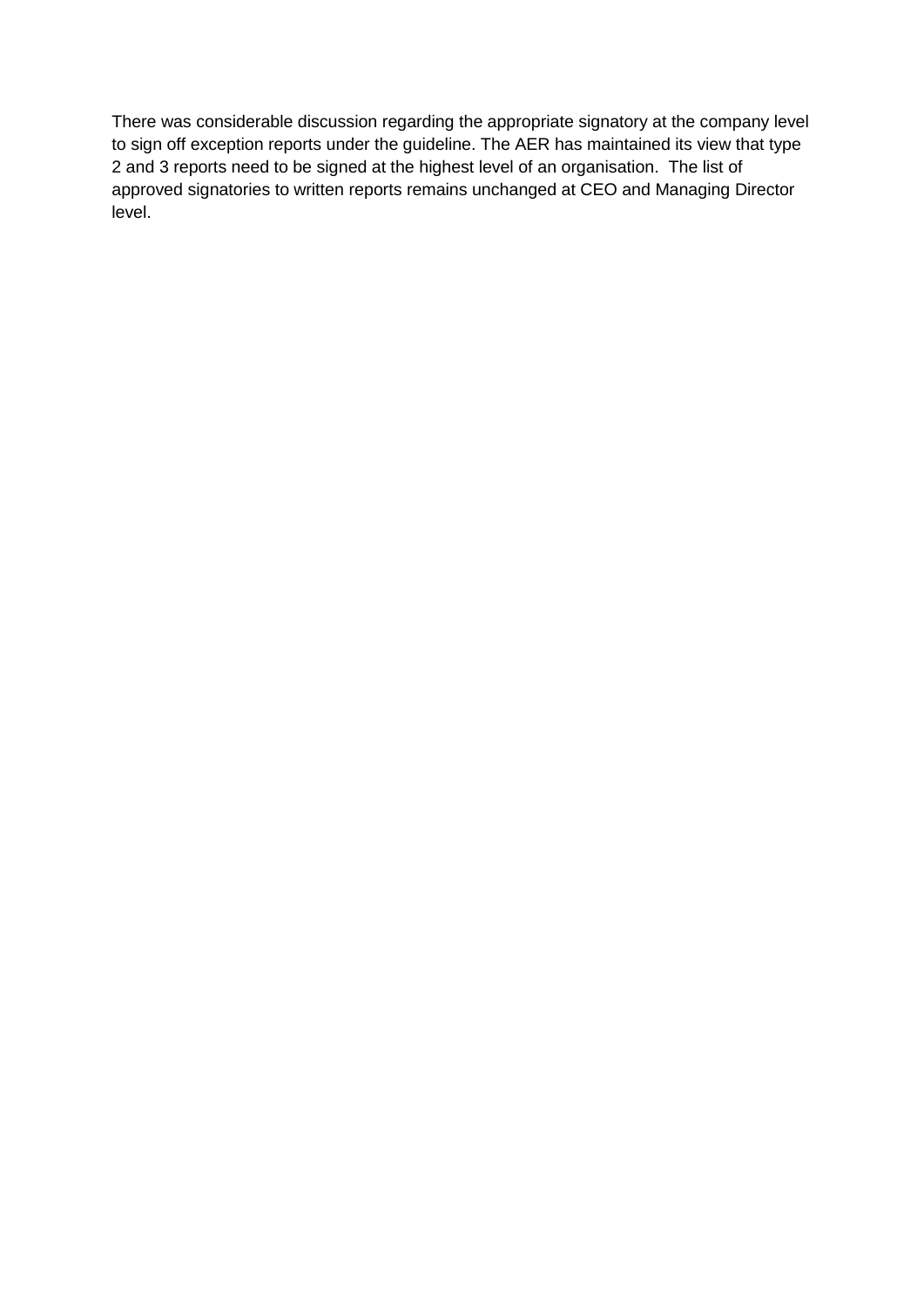There was considerable discussion regarding the appropriate signatory at the company level to sign off exception reports under the guideline. The AER has maintained its view that type 2 and 3 reports need to be signed at the highest level of an organisation. The list of approved signatories to written reports remains unchanged at CEO and Managing Director level.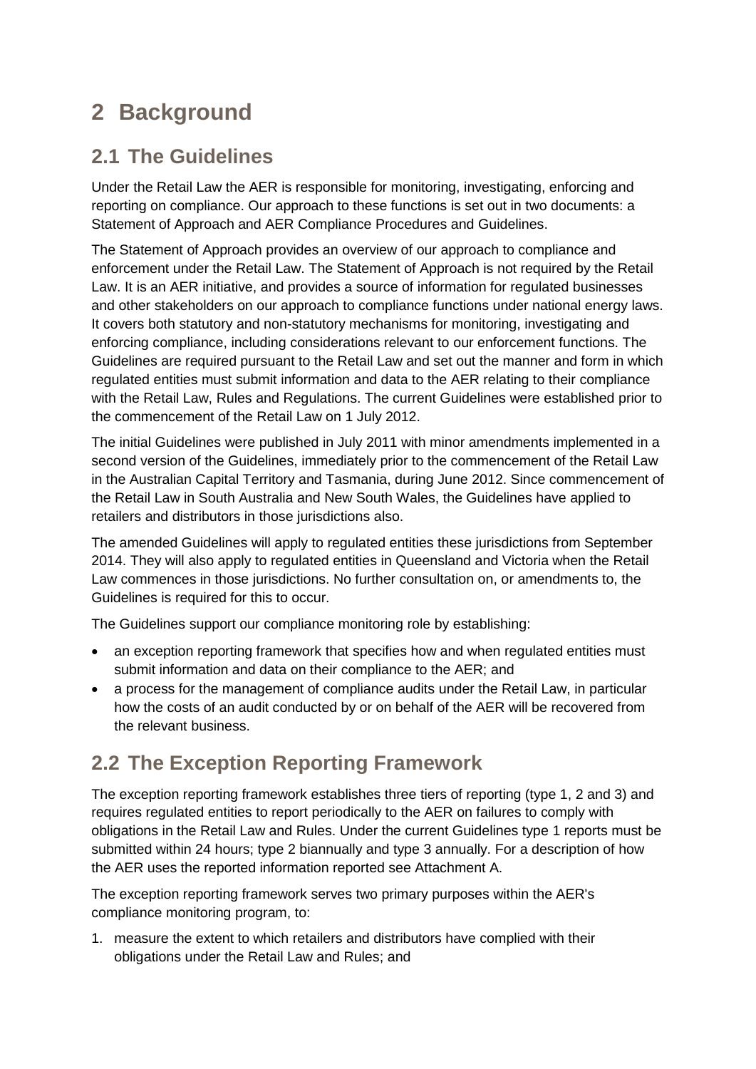# 2 Background

## 2.1 The Guidelines

Under the Retail Law the AER is responsible for monitoring, investigating, enforcing and reporting on compliance. Our approach to these functions is set out in two documents: a Statement of Approach and AER Compliance Procedures and Guidelines.

The Statement of Approach provides an overview of our approach to compliance and enforcement under the Retail Law. The Statement of Approach is not required by the Retail Law. It is an AER initiative, and provides a source of information for regulated businesses and other stakeholders on our approach to compliance functions under national energy laws. It covers both statutory and non-statutory mechanisms for monitoring, investigating and enforcing compliance, including considerations relevant to our enforcement functions. The Guidelines are required pursuant to the Retail Law and set out the manner and form in which regulated entities must submit information and data to the AER relating to their compliance with the Retail Law, Rules and Regulations. The current Guidelines were established prior to the commencement of the Retail Law on 1 July 2012.

The initial Guidelines were published in July 2011 with minor amendments implemented in a second version of the Guidelines, immediately prior to the commencement of the Retail Law in the Australian Capital Territory and Tasmania, during June 2012. Since commencement of the Retail Law in South Australia and New South Wales, the Guidelines have applied to retailers and distributors in those jurisdictions also.

The amended Guidelines will apply to regulated entities these jurisdictions from September 2014. They will also apply to regulated entities in Queensland and Victoria when the Retail Law commences in those jurisdictions. No further consultation on, or amendments to, the Guidelines is required for this to occur.

The Guidelines support our compliance monitoring role by establishing:

- an exception reporting framework that specifies how and when regulated entities must submit information and data on their compliance to the AER; and
- a process for the management of compliance audits under the Retail Law, in particular how the costs of an audit conducted by or on behalf of the AER will be recovered from the relevant business.

## 2.2 The Exception Reporting Framework

The exception reporting framework establishes three tiers of reporting (type 1, 2 and 3) and requires regulated entities to report periodically to the AER on failures to comply with obligations in the Retail Law and Rules. Under the current Guidelines type 1 reports must be submitted within 24 hours; type 2 biannually and type 3 annually. For a description of how the AER uses the reported information reported see Attachment A.

The exception reporting framework serves two primary purposes within the AER's compliance monitoring program, to:

1. measure the extent to which retailers and distributors have complied with their obligations under the Retail Law and Rules; and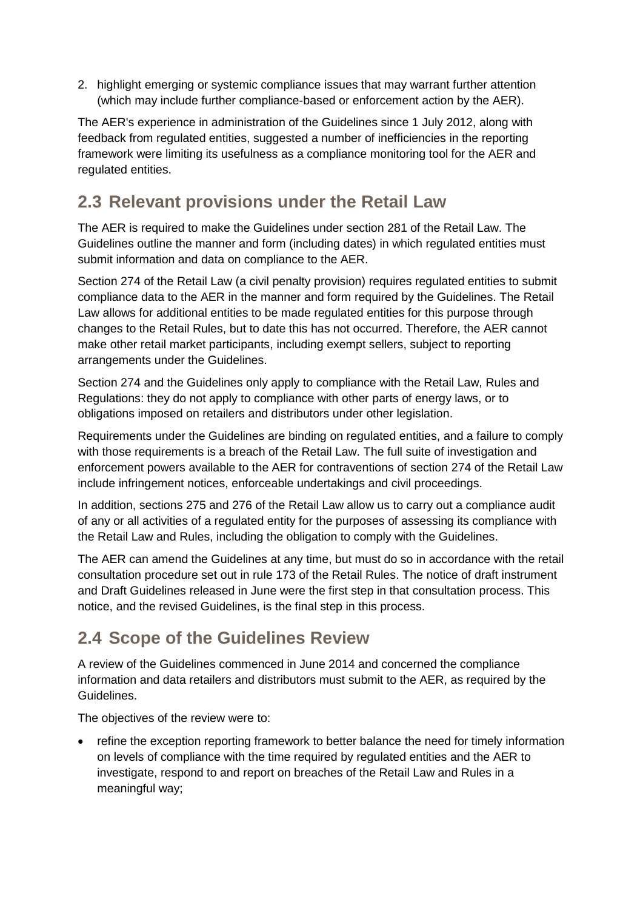2. highlight emerging or systemic compliance issues that may warrant further attention (which may include further compliance-based or enforcement action by the AER).

The AER's experience in administration of the Guidelines since 1 July 2012, along with feedback from regulated entities, suggested a number of inefficiencies in the reporting framework were limiting its usefulness as a compliance monitoring tool for the AER and regulated entities.

## 2.3 Relevant provisions under the Retail Law

The AER is required to make the Guidelines under section 281 of the Retail Law. The Guidelines outline the manner and form (including dates) in which regulated entities must submit information and data on compliance to the AER.

Section 274 of the Retail Law (a civil penalty provision) requires regulated entities to submit compliance data to the AER in the manner and form required by the Guidelines. The Retail Law allows for additional entities to be made regulated entities for this purpose through changes to the Retail Rules, but to date this has not occurred. Therefore, the AER cannot make other retail market participants, including exempt sellers, subject to reporting arrangements under the Guidelines.

Section 274 and the Guidelines only apply to compliance with the Retail Law, Rules and Regulations: they do not apply to compliance with other parts of energy laws, or to obligations imposed on retailers and distributors under other legislation.

Requirements under the Guidelines are binding on regulated entities, and a failure to comply with those requirements is a breach of the Retail Law. The full suite of investigation and enforcement powers available to the AER for contraventions of section 274 of the Retail Law include infringement notices, enforceable undertakings and civil proceedings.

In addition, sections 275 and 276 of the Retail Law allow us to carry out a compliance audit of any or all activities of a regulated entity for the purposes of assessing its compliance with the Retail Law and Rules, including the obligation to comply with the Guidelines.

The AER can amend the Guidelines at any time, but must do so in accordance with the retail consultation procedure set out in rule 173 of the Retail Rules. The notice of draft instrument and Draft Guidelines released in June were the first step in that consultation process. This notice, and the revised Guidelines, is the final step in this process.

## 2.4 Scope of the Guidelines Review

A review of the Guidelines commenced in June 2014 and concerned the compliance information and data retailers and distributors must submit to the AER, as required by the Guidelines.

The objectives of the review were to:

- refine the exception reporting framework to better balance the need for timely information on levels of compliance with the time required by regulated entities and the AER to investigate, respond to and report on breaches of the Retail Law and Rules in a meaningful way;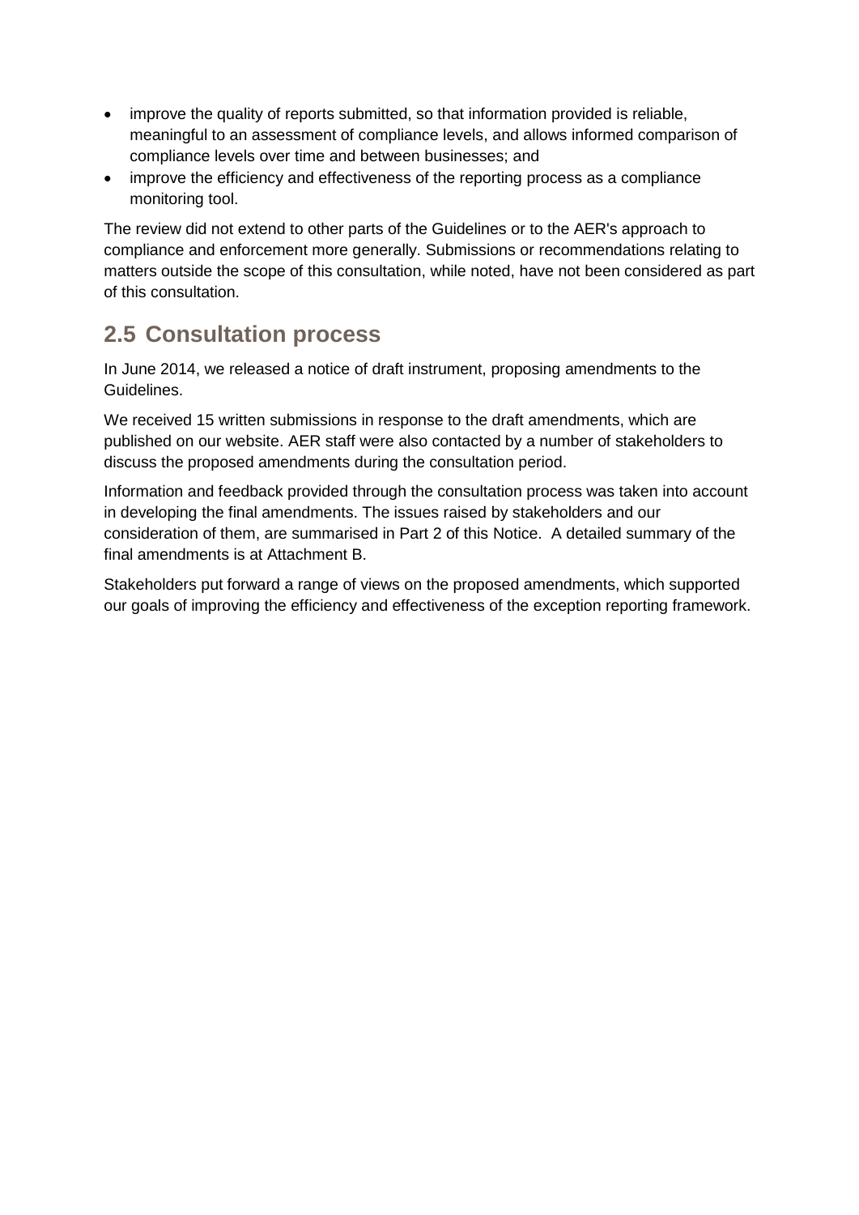- improve the quality of reports submitted, so that information provided is reliable, meaningful to an assessment of compliance levels, and allows informed comparison of compliance levels over time and between businesses; and
- improve the efficiency and effectiveness of the reporting process as a compliance monitoring tool.

The review did not extend to other parts of the Guidelines or to the AER's approach to compliance and enforcement more generally. Submissions or recommendations relating to matters outside the scope of this consultation, while noted, have not been considered as part of this consultation.

## 2.5 Consultation process

In June 2014, we released a notice of draft instrument, proposing amendments to the Guidelines.

We received 15 written submissions in response to the draft amendments, which are published on our website. AER staff were also contacted by a number of stakeholders to discuss the proposed amendments during the consultation period.

Information and feedback provided through the consultation process was taken into account in developing the final amendments. The issues raised by stakeholders and our consideration of them, are summarised in Part 2 of this Notice. A detailed summary of the final amendments is at Attachment B.

Stakeholders put forward a range of views on the proposed amendments, which supported our goals of improving the efficiency and effectiveness of the exception reporting framework.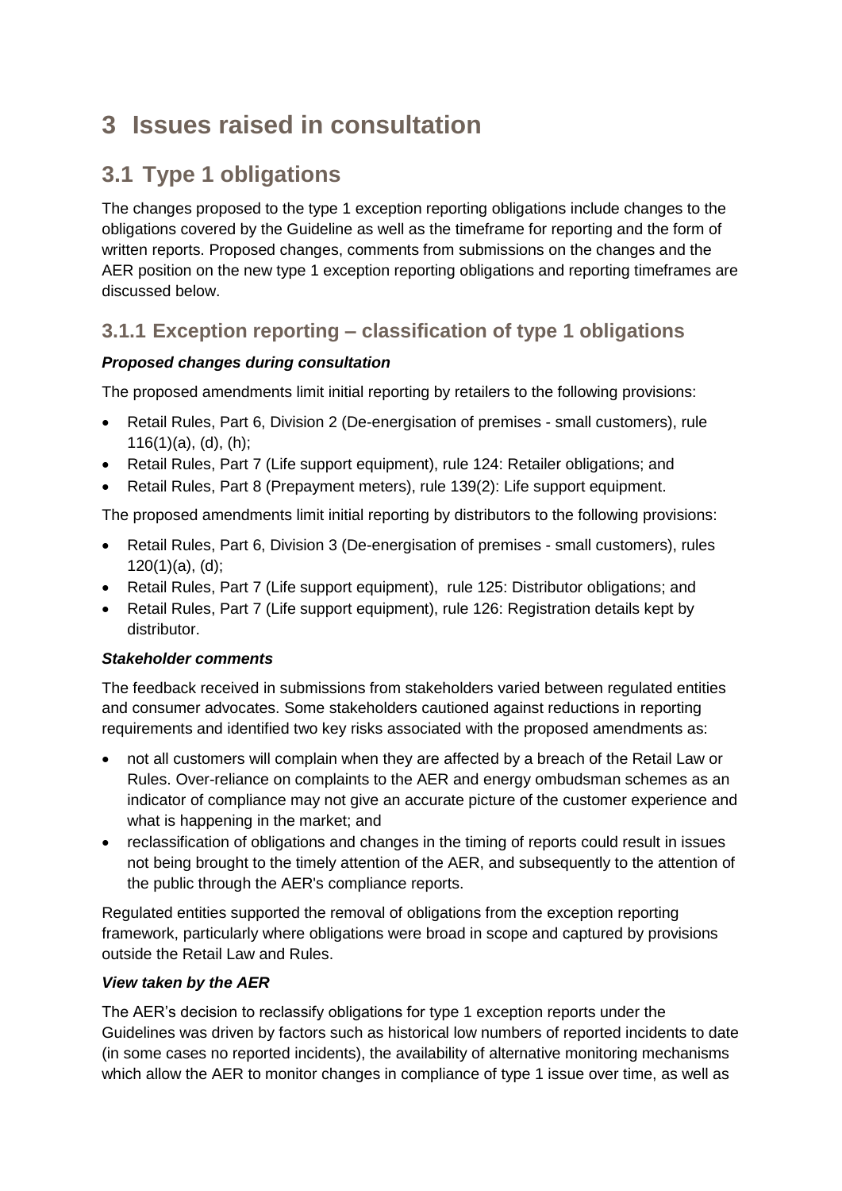# 3 Issues raised in consultation

## 3.1 Type 1 obligations

The changes proposed to the type 1 exception reporting obligations include changes to the obligations covered by the Guideline as well as the timeframe for reporting and the form of written reports. Proposed changes, comments from submissions on the changes and the AER position on the new type 1 exception reporting obligations and reporting timeframes are discussed below.

### 3.1.1 Exception reporting – classification of type 1 obligations

***Proposed changes during consultation***

The proposed amendments limit initial reporting by retailers to the following provisions:

- Retail Rules, Part 6, Division 2 (De-energisation of premises - small customers), rule 116(1)(a), (d), (h);
- Retail Rules, Part 7 (Life support equipment), rule 124: Retailer obligations; and
- Retail Rules, Part 8 (Prepayment meters), rule 139(2): Life support equipment.

The proposed amendments limit initial reporting by distributors to the following provisions:

- Retail Rules, Part 6, Division 3 (De-energisation of premises - small customers), rules 120(1)(a), (d);
- Retail Rules, Part 7 (Life support equipment), rule 125: Distributor obligations; and
- Retail Rules, Part 7 (Life support equipment), rule 126: Registration details kept by distributor.

***Stakeholder comments***

The feedback received in submissions from stakeholders varied between regulated entities and consumer advocates. Some stakeholders cautioned against reductions in reporting requirements and identified two key risks associated with the proposed amendments as:

- not all customers will complain when they are affected by a breach of the Retail Law or Rules. Over-reliance on complaints to the AER and energy ombudsman schemes as an indicator of compliance may not give an accurate picture of the customer experience and what is happening in the market; and
- reclassification of obligations and changes in the timing of reports could result in issues not being brought to the timely attention of the AER, and subsequently to the attention of the public through the AER's compliance reports.

Regulated entities supported the removal of obligations from the exception reporting framework, particularly where obligations were broad in scope and captured by provisions outside the Retail Law and Rules.

***View taken by the AER***

The AER's decision to reclassify obligations for type 1 exception reports under the Guidelines was driven by factors such as historical low numbers of reported incidents to date (in some cases no reported incidents), the availability of alternative monitoring mechanisms which allow the AER to monitor changes in compliance of type 1 issue over time, as well as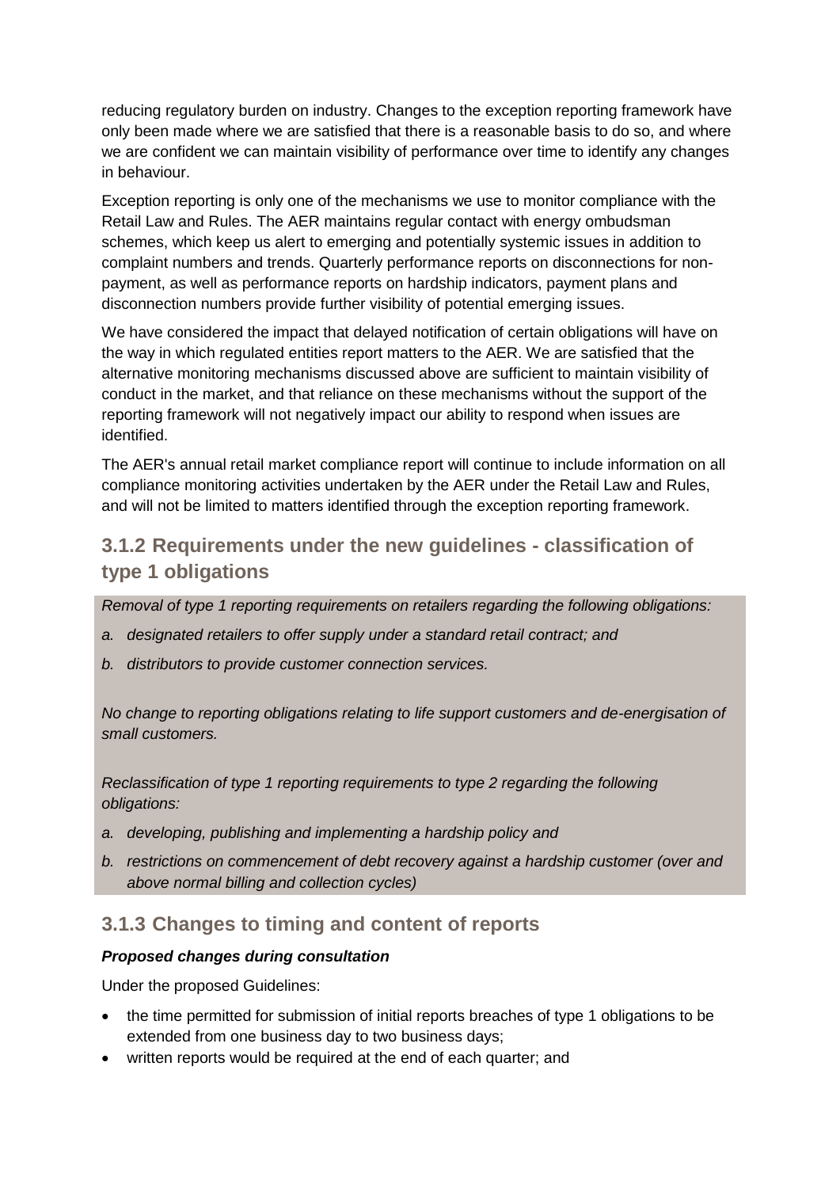reducing regulatory burden on industry. Changes to the exception reporting framework have only been made where we are satisfied that there is a reasonable basis to do so, and where we are confident we can maintain visibility of performance over time to identify any changes in behaviour.

Exception reporting is only one of the mechanisms we use to monitor compliance with the Retail Law and Rules. The AER maintains regular contact with energy ombudsman schemes, which keep us alert to emerging and potentially systemic issues in addition to complaint numbers and trends. Quarterly performance reports on disconnections for non-payment, as well as performance reports on hardship indicators, payment plans and disconnection numbers provide further visibility of potential emerging issues.

We have considered the impact that delayed notification of certain obligations will have on the way in which regulated entities report matters to the AER. We are satisfied that the alternative monitoring mechanisms discussed above are sufficient to maintain visibility of conduct in the market, and that reliance on these mechanisms without the support of the reporting framework will not negatively impact our ability to respond when issues are identified.

The AER's annual retail market compliance report will continue to include information on all compliance monitoring activities undertaken by the AER under the Retail Law and Rules, and will not be limited to matters identified through the exception reporting framework.

## 3.1.2 Requirements under the new guidelines - classification of type 1 obligations

*Removal of type 1 reporting requirements on retailers regarding the following obligations:*

*a. designated retailers to offer supply under a standard retail contract; and*

*b. distributors to provide customer connection services.*

*No change to reporting obligations relating to life support customers and de-energisation of small customers.*

*Reclassification of type 1 reporting requirements to type 2 regarding the following obligations:*

*a. developing, publishing and implementing a hardship policy and*

*b. restrictions on commencement of debt recovery against a hardship customer (over and above normal billing and collection cycles)*

## 3.1.3 Changes to timing and content of reports

***Proposed changes during consultation***

Under the proposed Guidelines:

- the time permitted for submission of initial reports breaches of type 1 obligations to be extended from one business day to two business days;
- written reports would be required at the end of each quarter; and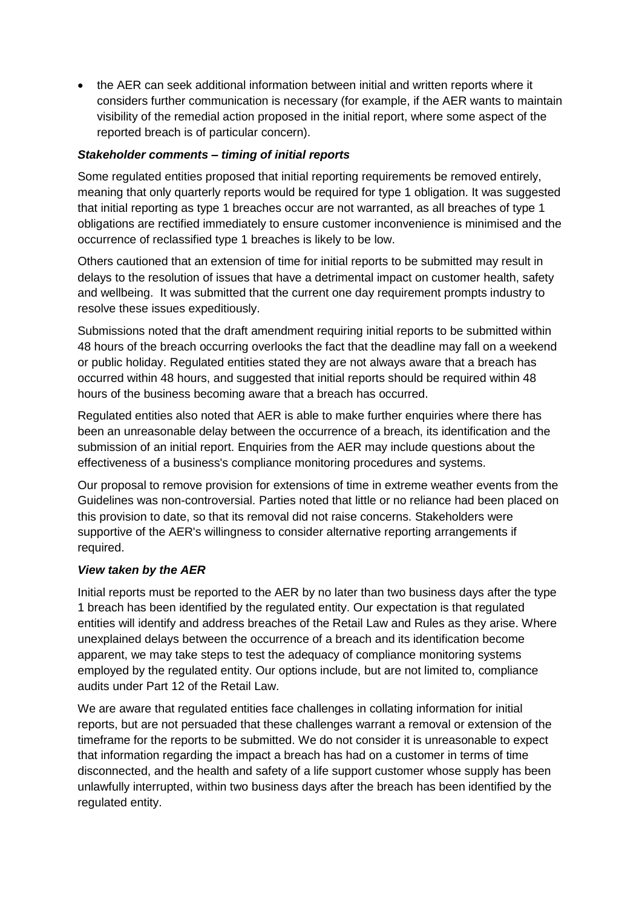- the AER can seek additional information between initial and written reports where it considers further communication is necessary (for example, if the AER wants to maintain visibility of the remedial action proposed in the initial report, where some aspect of the reported breach is of particular concern).

***Stakeholder comments – timing of initial reports***

Some regulated entities proposed that initial reporting requirements be removed entirely, meaning that only quarterly reports would be required for type 1 obligation. It was suggested that initial reporting as type 1 breaches occur are not warranted, as all breaches of type 1 obligations are rectified immediately to ensure customer inconvenience is minimised and the occurrence of reclassified type 1 breaches is likely to be low.

Others cautioned that an extension of time for initial reports to be submitted may result in delays to the resolution of issues that have a detrimental impact on customer health, safety and wellbeing. It was submitted that the current one day requirement prompts industry to resolve these issues expeditiously.

Submissions noted that the draft amendment requiring initial reports to be submitted within 48 hours of the breach occurring overlooks the fact that the deadline may fall on a weekend or public holiday. Regulated entities stated they are not always aware that a breach has occurred within 48 hours, and suggested that initial reports should be required within 48 hours of the business becoming aware that a breach has occurred.

Regulated entities also noted that AER is able to make further enquiries where there has been an unreasonable delay between the occurrence of a breach, its identification and the submission of an initial report. Enquiries from the AER may include questions about the effectiveness of a business's compliance monitoring procedures and systems.

Our proposal to remove provision for extensions of time in extreme weather events from the Guidelines was non-controversial. Parties noted that little or no reliance had been placed on this provision to date, so that its removal did not raise concerns. Stakeholders were supportive of the AER's willingness to consider alternative reporting arrangements if required.

***View taken by the AER***

Initial reports must be reported to the AER by no later than two business days after the type 1 breach has been identified by the regulated entity. Our expectation is that regulated entities will identify and address breaches of the Retail Law and Rules as they arise. Where unexplained delays between the occurrence of a breach and its identification become apparent, we may take steps to test the adequacy of compliance monitoring systems employed by the regulated entity. Our options include, but are not limited to, compliance audits under Part 12 of the Retail Law.

We are aware that regulated entities face challenges in collating information for initial reports, but are not persuaded that these challenges warrant a removal or extension of the timeframe for the reports to be submitted. We do not consider it is unreasonable to expect that information regarding the impact a breach has had on a customer in terms of time disconnected, and the health and safety of a life support customer whose supply has been unlawfully interrupted, within two business days after the breach has been identified by the regulated entity.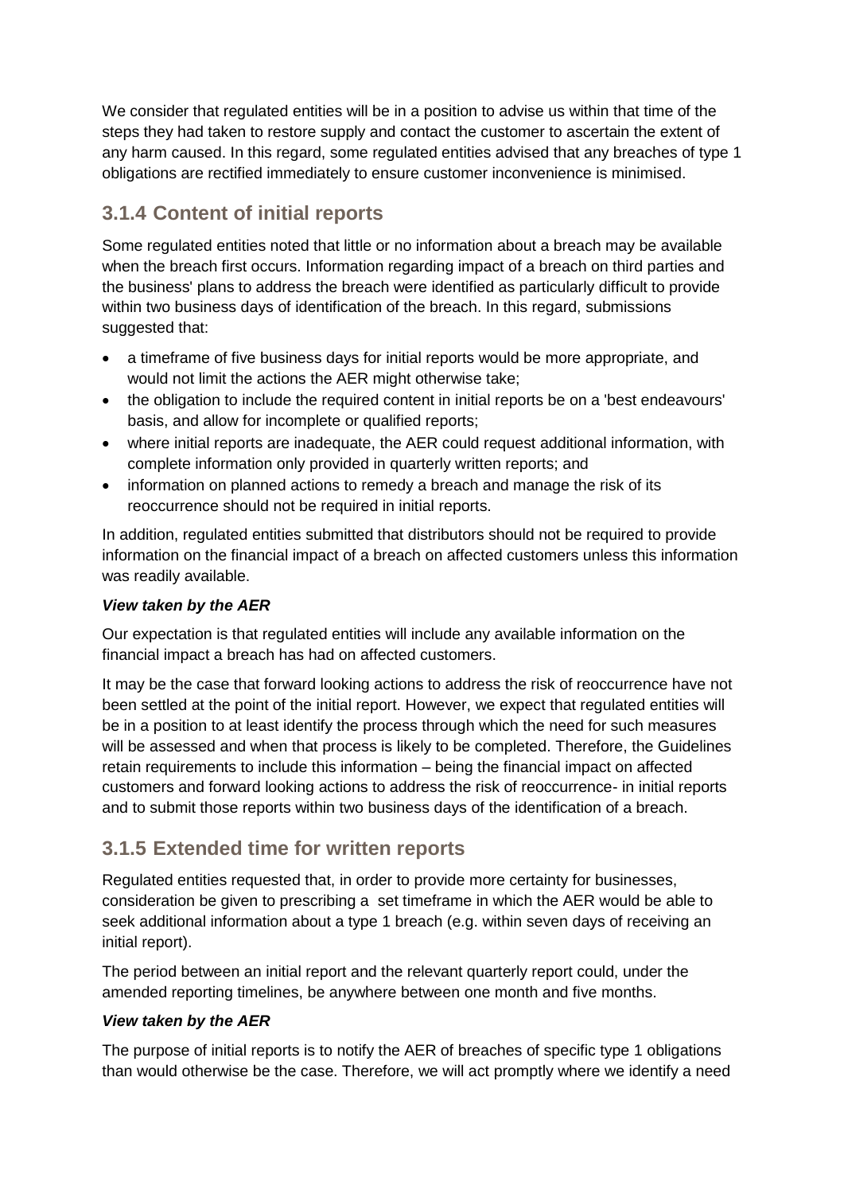We consider that regulated entities will be in a position to advise us within that time of the steps they had taken to restore supply and contact the customer to ascertain the extent of any harm caused. In this regard, some regulated entities advised that any breaches of type 1 obligations are rectified immediately to ensure customer inconvenience is minimised.

### 3.1.4 Content of initial reports

Some regulated entities noted that little or no information about a breach may be available when the breach first occurs. Information regarding impact of a breach on third parties and the business' plans to address the breach were identified as particularly difficult to provide within two business days of identification of the breach. In this regard, submissions suggested that:

- a timeframe of five business days for initial reports would be more appropriate, and would not limit the actions the AER might otherwise take;
- the obligation to include the required content in initial reports be on a 'best endeavours' basis, and allow for incomplete or qualified reports;
- where initial reports are inadequate, the AER could request additional information, with complete information only provided in quarterly written reports; and
- information on planned actions to remedy a breach and manage the risk of its reoccurrence should not be required in initial reports.

In addition, regulated entities submitted that distributors should not be required to provide information on the financial impact of a breach on affected customers unless this information was readily available.

***View taken by the AER***

Our expectation is that regulated entities will include any available information on the financial impact a breach has had on affected customers.

It may be the case that forward looking actions to address the risk of reoccurrence have not been settled at the point of the initial report. However, we expect that regulated entities will be in a position to at least identify the process through which the need for such measures will be assessed and when that process is likely to be completed. Therefore, the Guidelines retain requirements to include this information – being the financial impact on affected customers and forward looking actions to address the risk of reoccurrence- in initial reports and to submit those reports within two business days of the identification of a breach.

### 3.1.5 Extended time for written reports

Regulated entities requested that, in order to provide more certainty for businesses, consideration be given to prescribing a set timeframe in which the AER would be able to seek additional information about a type 1 breach (e.g. within seven days of receiving an initial report).

The period between an initial report and the relevant quarterly report could, under the amended reporting timelines, be anywhere between one month and five months.

***View taken by the AER***

The purpose of initial reports is to notify the AER of breaches of specific type 1 obligations than would otherwise be the case. Therefore, we will act promptly where we identify a need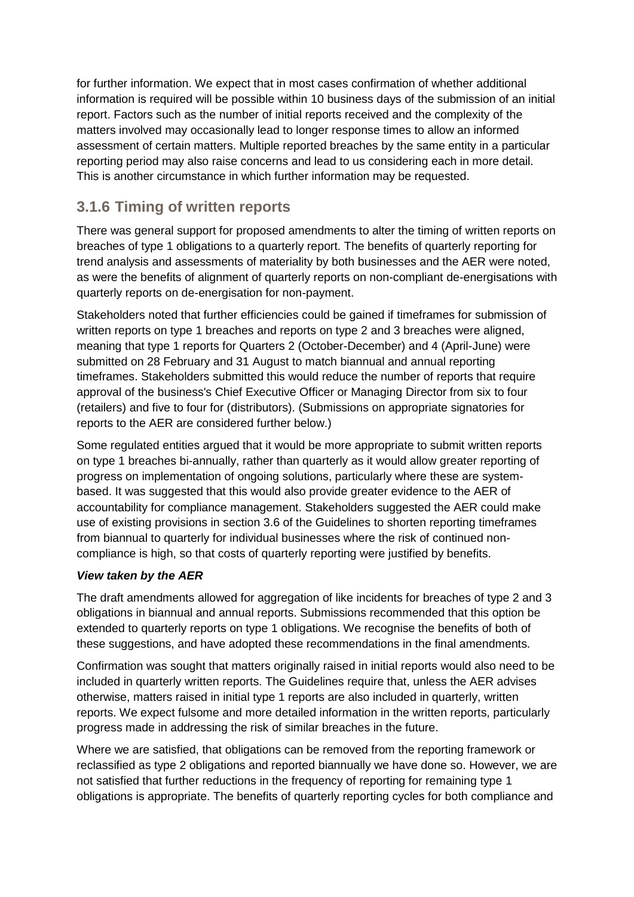for further information. We expect that in most cases confirmation of whether additional information is required will be possible within 10 business days of the submission of an initial report. Factors such as the number of initial reports received and the complexity of the matters involved may occasionally lead to longer response times to allow an informed assessment of certain matters. Multiple reported breaches by the same entity in a particular reporting period may also raise concerns and lead to us considering each in more detail. This is another circumstance in which further information may be requested.

### 3.1.6 Timing of written reports

There was general support for proposed amendments to alter the timing of written reports on breaches of type 1 obligations to a quarterly report. The benefits of quarterly reporting for trend analysis and assessments of materiality by both businesses and the AER were noted, as were the benefits of alignment of quarterly reports on non-compliant de-energisations with quarterly reports on de-energisation for non-payment.

Stakeholders noted that further efficiencies could be gained if timeframes for submission of written reports on type 1 breaches and reports on type 2 and 3 breaches were aligned, meaning that type 1 reports for Quarters 2 (October-December) and 4 (April-June) were submitted on 28 February and 31 August to match biannual and annual reporting timeframes. Stakeholders submitted this would reduce the number of reports that require approval of the business's Chief Executive Officer or Managing Director from six to four (retailers) and five to four for (distributors). (Submissions on appropriate signatories for reports to the AER are considered further below.)

Some regulated entities argued that it would be more appropriate to submit written reports on type 1 breaches bi-annually, rather than quarterly as it would allow greater reporting of progress on implementation of ongoing solutions, particularly where these are system-based. It was suggested that this would also provide greater evidence to the AER of accountability for compliance management. Stakeholders suggested the AER could make use of existing provisions in section 3.6 of the Guidelines to shorten reporting timeframes from biannual to quarterly for individual businesses where the risk of continued non-compliance is high, so that costs of quarterly reporting were justified by benefits.

***View taken by the AER***

The draft amendments allowed for aggregation of like incidents for breaches of type 2 and 3 obligations in biannual and annual reports. Submissions recommended that this option be extended to quarterly reports on type 1 obligations. We recognise the benefits of both of these suggestions, and have adopted these recommendations in the final amendments.

Confirmation was sought that matters originally raised in initial reports would also need to be included in quarterly written reports. The Guidelines require that, unless the AER advises otherwise, matters raised in initial type 1 reports are also included in quarterly, written reports. We expect fulsome and more detailed information in the written reports, particularly progress made in addressing the risk of similar breaches in the future.

Where we are satisfied, that obligations can be removed from the reporting framework or reclassified as type 2 obligations and reported biannually we have done so. However, we are not satisfied that further reductions in the frequency of reporting for remaining type 1 obligations is appropriate. The benefits of quarterly reporting cycles for both compliance and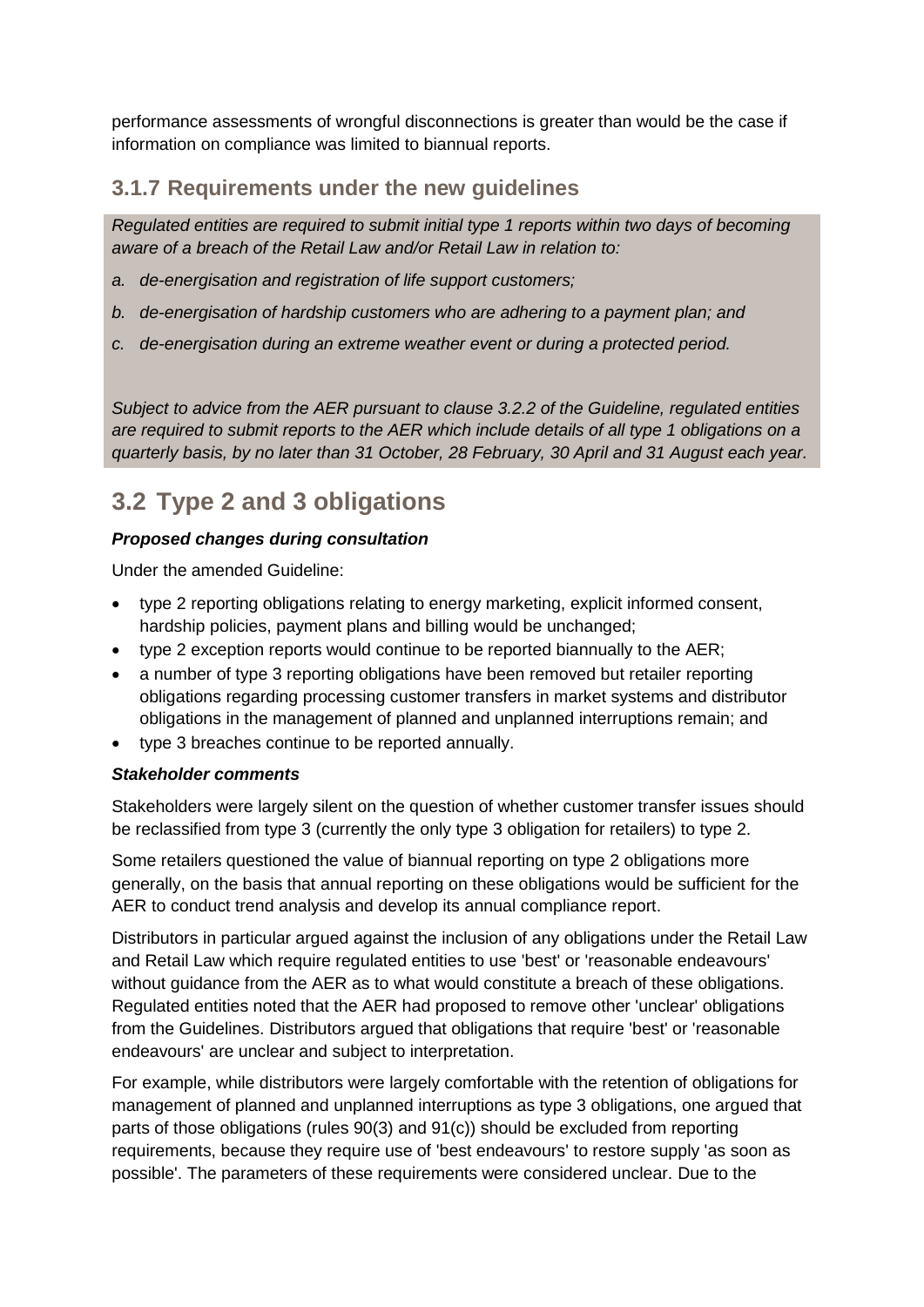performance assessments of wrongful disconnections is greater than would be the case if information on compliance was limited to biannual reports.

### 3.1.7 Requirements under the new guidelines

*Regulated entities are required to submit initial type 1 reports within two days of becoming aware of a breach of the Retail Law and/or Retail Law in relation to:*

*a. de-energisation and registration of life support customers;*

*b. de-energisation of hardship customers who are adhering to a payment plan; and*

*c. de-energisation during an extreme weather event or during a protected period.*

*Subject to advice from the AER pursuant to clause 3.2.2 of the Guideline, regulated entities are required to submit reports to the AER which include details of all type 1 obligations on a quarterly basis, by no later than 31 October, 28 February, 30 April and 31 August each year.*

## 3.2 Type 2 and 3 obligations

***Proposed changes during consultation***

Under the amended Guideline:

- type 2 reporting obligations relating to energy marketing, explicit informed consent, hardship policies, payment plans and billing would be unchanged;
- type 2 exception reports would continue to be reported biannually to the AER;
- a number of type 3 reporting obligations have been removed but retailer reporting obligations regarding processing customer transfers in market systems and distributor obligations in the management of planned and unplanned interruptions remain; and
- type 3 breaches continue to be reported annually.

***Stakeholder comments***

Stakeholders were largely silent on the question of whether customer transfer issues should be reclassified from type 3 (currently the only type 3 obligation for retailers) to type 2.

Some retailers questioned the value of biannual reporting on type 2 obligations more generally, on the basis that annual reporting on these obligations would be sufficient for the AER to conduct trend analysis and develop its annual compliance report.

Distributors in particular argued against the inclusion of any obligations under the Retail Law and Retail Law which require regulated entities to use 'best' or 'reasonable endeavours' without guidance from the AER as to what would constitute a breach of these obligations. Regulated entities noted that the AER had proposed to remove other 'unclear' obligations from the Guidelines. Distributors argued that obligations that require 'best' or 'reasonable endeavours' are unclear and subject to interpretation.

For example, while distributors were largely comfortable with the retention of obligations for management of planned and unplanned interruptions as type 3 obligations, one argued that parts of those obligations (rules 90(3) and 91(c)) should be excluded from reporting requirements, because they require use of 'best endeavours' to restore supply 'as soon as possible'. The parameters of these requirements were considered unclear. Due to the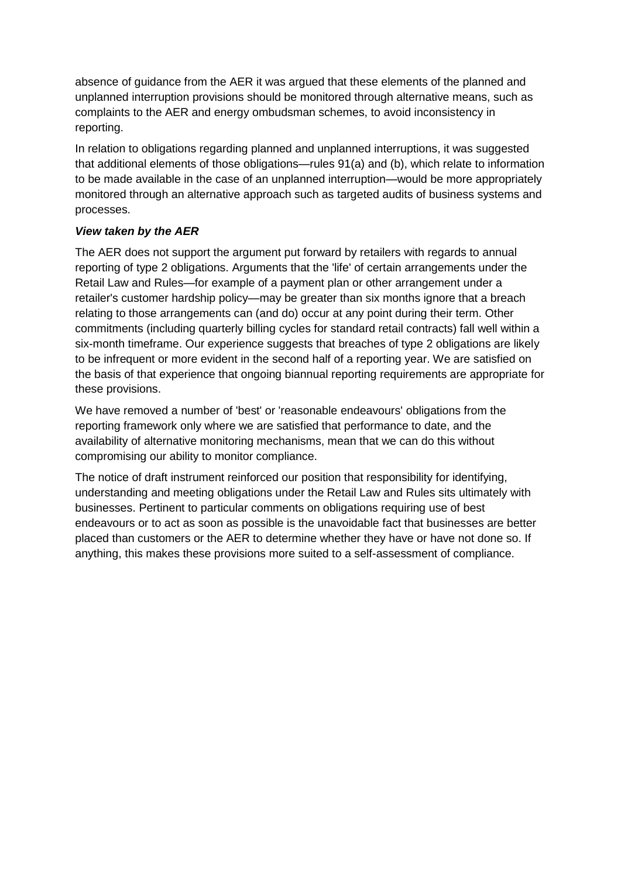absence of guidance from the AER it was argued that these elements of the planned and unplanned interruption provisions should be monitored through alternative means, such as complaints to the AER and energy ombudsman schemes, to avoid inconsistency in reporting.

In relation to obligations regarding planned and unplanned interruptions, it was suggested that additional elements of those obligations—rules 91(a) and (b), which relate to information to be made available in the case of an unplanned interruption—would be more appropriately monitored through an alternative approach such as targeted audits of business systems and processes.

***View taken by the AER***

The AER does not support the argument put forward by retailers with regards to annual reporting of type 2 obligations. Arguments that the 'life' of certain arrangements under the Retail Law and Rules—for example of a payment plan or other arrangement under a retailer's customer hardship policy—may be greater than six months ignore that a breach relating to those arrangements can (and do) occur at any point during their term. Other commitments (including quarterly billing cycles for standard retail contracts) fall well within a six-month timeframe. Our experience suggests that breaches of type 2 obligations are likely to be infrequent or more evident in the second half of a reporting year. We are satisfied on the basis of that experience that ongoing biannual reporting requirements are appropriate for these provisions.

We have removed a number of 'best' or 'reasonable endeavours' obligations from the reporting framework only where we are satisfied that performance to date, and the availability of alternative monitoring mechanisms, mean that we can do this without compromising our ability to monitor compliance.

The notice of draft instrument reinforced our position that responsibility for identifying, understanding and meeting obligations under the Retail Law and Rules sits ultimately with businesses. Pertinent to particular comments on obligations requiring use of best endeavours or to act as soon as possible is the unavoidable fact that businesses are better placed than customers or the AER to determine whether they have or have not done so. If anything, this makes these provisions more suited to a self-assessment of compliance.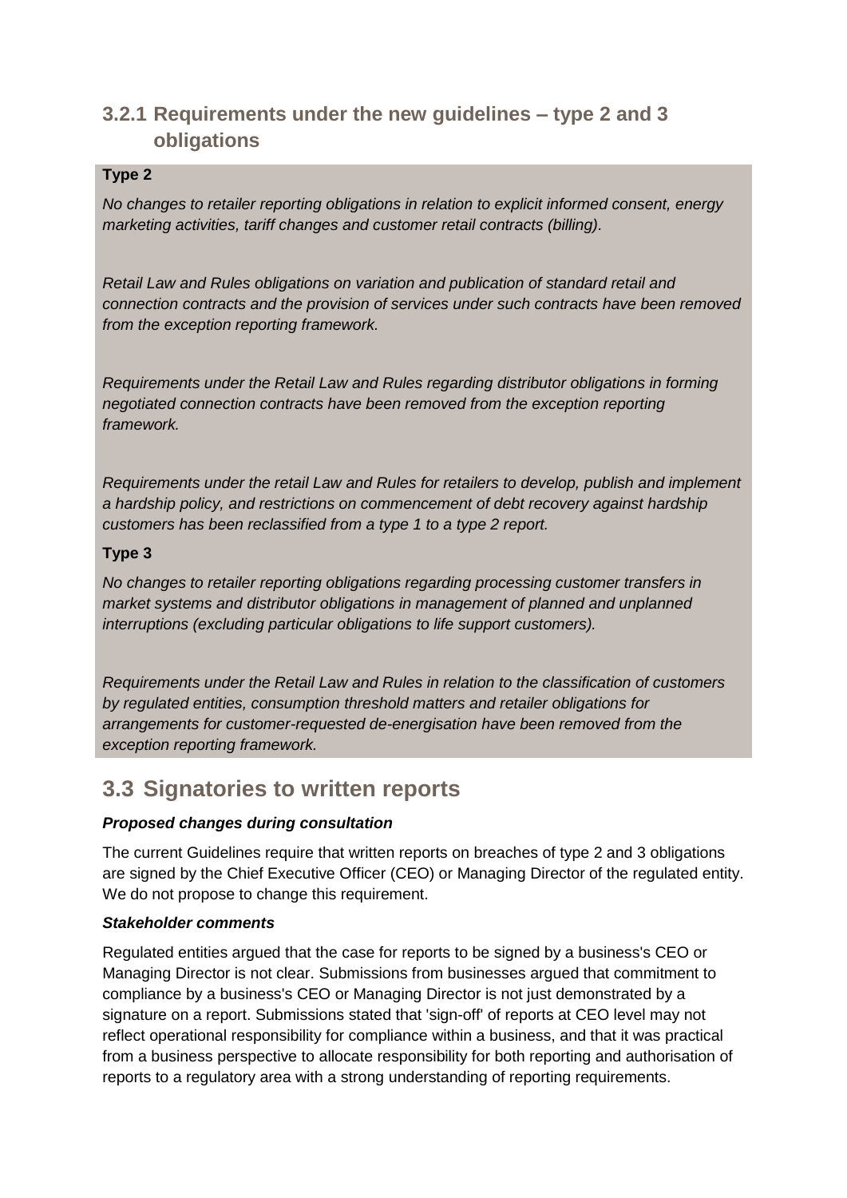### 3.2.1 Requirements under the new guidelines – type 2 and 3 obligations

**Type 2**

*No changes to retailer reporting obligations in relation to explicit informed consent, energy marketing activities, tariff changes and customer retail contracts (billing).*

*Retail Law and Rules obligations on variation and publication of standard retail and connection contracts and the provision of services under such contracts have been removed from the exception reporting framework.*

*Requirements under the Retail Law and Rules regarding distributor obligations in forming negotiated connection contracts have been removed from the exception reporting framework.*

*Requirements under the retail Law and Rules for retailers to develop, publish and implement a hardship policy, and restrictions on commencement of debt recovery against hardship customers has been reclassified from a type 1 to a type 2 report.*

**Type 3**

*No changes to retailer reporting obligations regarding processing customer transfers in market systems and distributor obligations in management of planned and unplanned interruptions (excluding particular obligations to life support customers).*

*Requirements under the Retail Law and Rules in relation to the classification of customers by regulated entities, consumption threshold matters and retailer obligations for arrangements for customer-requested de-energisation have been removed from the exception reporting framework.*

## 3.3 Signatories to written reports

***Proposed changes during consultation***

The current Guidelines require that written reports on breaches of type 2 and 3 obligations are signed by the Chief Executive Officer (CEO) or Managing Director of the regulated entity. We do not propose to change this requirement.

***Stakeholder comments***

Regulated entities argued that the case for reports to be signed by a business's CEO or Managing Director is not clear. Submissions from businesses argued that commitment to compliance by a business's CEO or Managing Director is not just demonstrated by a signature on a report. Submissions stated that 'sign-off' of reports at CEO level may not reflect operational responsibility for compliance within a business, and that it was practical from a business perspective to allocate responsibility for both reporting and authorisation of reports to a regulatory area with a strong understanding of reporting requirements.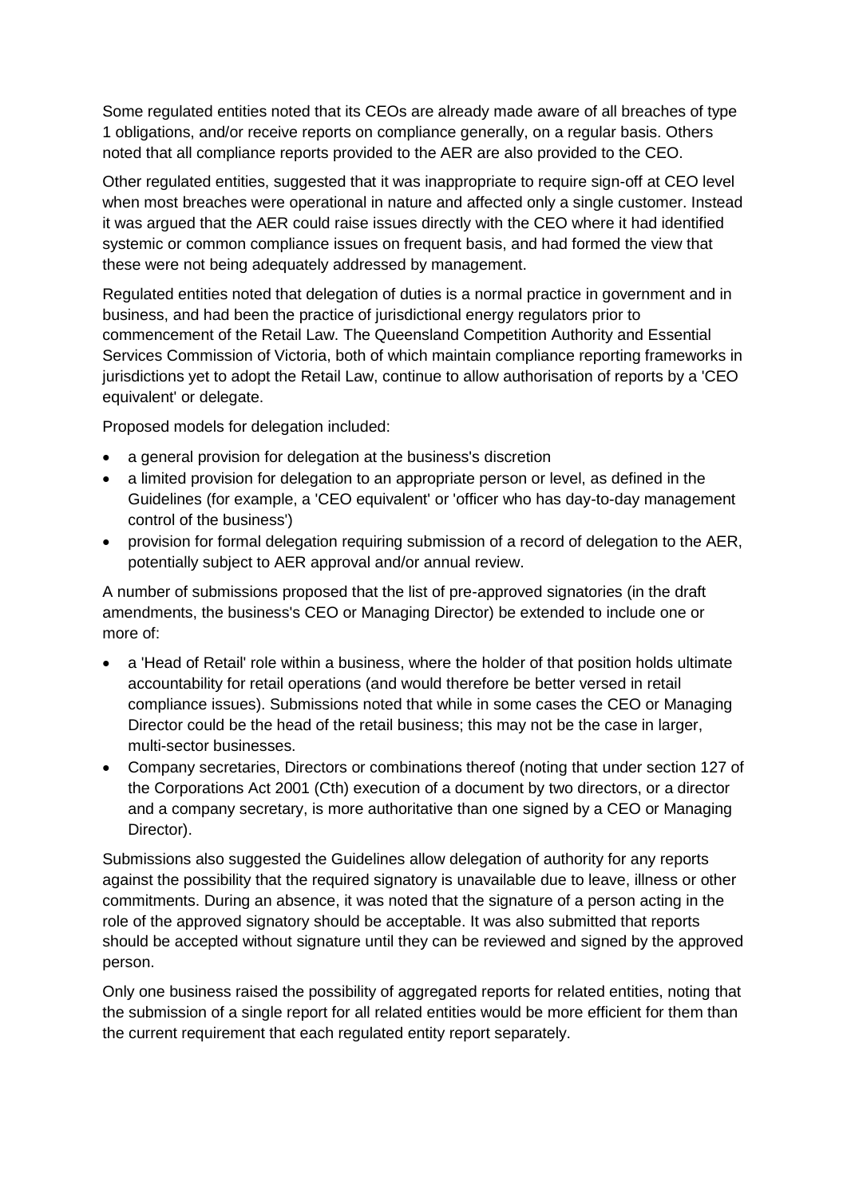Some regulated entities noted that its CEOs are already made aware of all breaches of type 1 obligations, and/or receive reports on compliance generally, on a regular basis. Others noted that all compliance reports provided to the AER are also provided to the CEO.

Other regulated entities, suggested that it was inappropriate to require sign-off at CEO level when most breaches were operational in nature and affected only a single customer. Instead it was argued that the AER could raise issues directly with the CEO where it had identified systemic or common compliance issues on frequent basis, and had formed the view that these were not being adequately addressed by management.

Regulated entities noted that delegation of duties is a normal practice in government and in business, and had been the practice of jurisdictional energy regulators prior to commencement of the Retail Law. The Queensland Competition Authority and Essential Services Commission of Victoria, both of which maintain compliance reporting frameworks in jurisdictions yet to adopt the Retail Law, continue to allow authorisation of reports by a 'CEO equivalent' or delegate.

Proposed models for delegation included:

- a general provision for delegation at the business's discretion
- a limited provision for delegation to an appropriate person or level, as defined in the Guidelines (for example, a 'CEO equivalent' or 'officer who has day-to-day management control of the business')
- provision for formal delegation requiring submission of a record of delegation to the AER, potentially subject to AER approval and/or annual review.

A number of submissions proposed that the list of pre-approved signatories (in the draft amendments, the business's CEO or Managing Director) be extended to include one or more of:

- a 'Head of Retail' role within a business, where the holder of that position holds ultimate accountability for retail operations (and would therefore be better versed in retail compliance issues). Submissions noted that while in some cases the CEO or Managing Director could be the head of the retail business; this may not be the case in larger, multi-sector businesses.
- Company secretaries, Directors or combinations thereof (noting that under section 127 of the Corporations Act 2001 (Cth) execution of a document by two directors, or a director and a company secretary, is more authoritative than one signed by a CEO or Managing Director).

Submissions also suggested the Guidelines allow delegation of authority for any reports against the possibility that the required signatory is unavailable due to leave, illness or other commitments. During an absence, it was noted that the signature of a person acting in the role of the approved signatory should be acceptable. It was also submitted that reports should be accepted without signature until they can be reviewed and signed by the approved person.

Only one business raised the possibility of aggregated reports for related entities, noting that the submission of a single report for all related entities would be more efficient for them than the current requirement that each regulated entity report separately.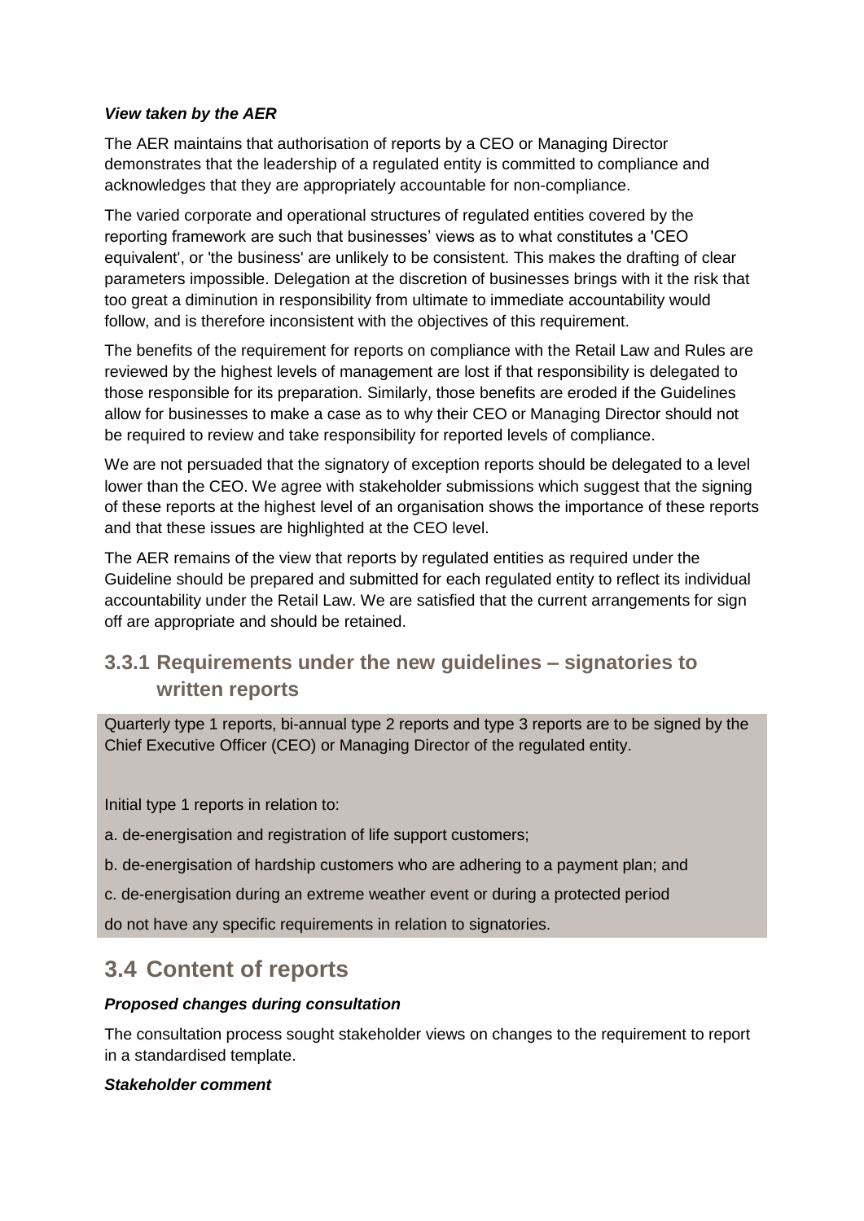***View taken by the AER***

The AER maintains that authorisation of reports by a CEO or Managing Director demonstrates that the leadership of a regulated entity is committed to compliance and acknowledges that they are appropriately accountable for non-compliance.

The varied corporate and operational structures of regulated entities covered by the reporting framework are such that businesses' views as to what constitutes a 'CEO equivalent', or 'the business' are unlikely to be consistent. This makes the drafting of clear parameters impossible. Delegation at the discretion of businesses brings with it the risk that too great a diminution in responsibility from ultimate to immediate accountability would follow, and is therefore inconsistent with the objectives of this requirement.

The benefits of the requirement for reports on compliance with the Retail Law and Rules are reviewed by the highest levels of management are lost if that responsibility is delegated to those responsible for its preparation. Similarly, those benefits are eroded if the Guidelines allow for businesses to make a case as to why their CEO or Managing Director should not be required to review and take responsibility for reported levels of compliance.

We are not persuaded that the signatory of exception reports should be delegated to a level lower than the CEO. We agree with stakeholder submissions which suggest that the signing of these reports at the highest level of an organisation shows the importance of these reports and that these issues are highlighted at the CEO level.

The AER remains of the view that reports by regulated entities as required under the Guideline should be prepared and submitted for each regulated entity to reflect its individual accountability under the Retail Law. We are satisfied that the current arrangements for sign off are appropriate and should be retained.

### 3.3.1 Requirements under the new guidelines – signatories to written reports

Quarterly type 1 reports, bi-annual type 2 reports and type 3 reports are to be signed by the Chief Executive Officer (CEO) or Managing Director of the regulated entity.

Initial type 1 reports in relation to:

a. de-energisation and registration of life support customers;

b. de-energisation of hardship customers who are adhering to a payment plan; and

c. de-energisation during an extreme weather event or during a protected period

do not have any specific requirements in relation to signatories.

## 3.4 Content of reports

***Proposed changes during consultation***

The consultation process sought stakeholder views on changes to the requirement to report in a standardised template.

***Stakeholder comment***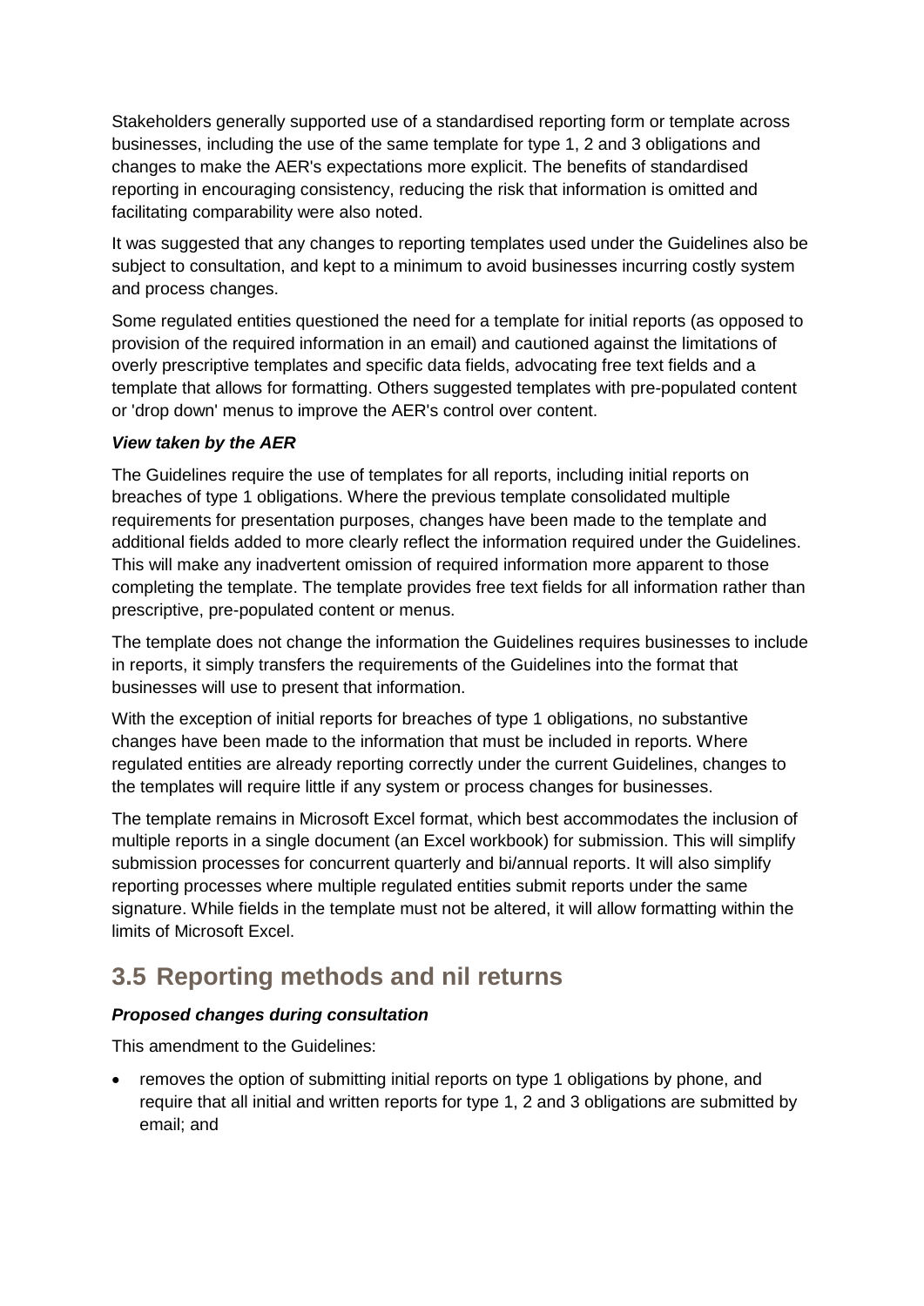Stakeholders generally supported use of a standardised reporting form or template across businesses, including the use of the same template for type 1, 2 and 3 obligations and changes to make the AER's expectations more explicit. The benefits of standardised reporting in encouraging consistency, reducing the risk that information is omitted and facilitating comparability were also noted.

It was suggested that any changes to reporting templates used under the Guidelines also be subject to consultation, and kept to a minimum to avoid businesses incurring costly system and process changes.

Some regulated entities questioned the need for a template for initial reports (as opposed to provision of the required information in an email) and cautioned against the limitations of overly prescriptive templates and specific data fields, advocating free text fields and a template that allows for formatting. Others suggested templates with pre-populated content or 'drop down' menus to improve the AER's control over content.

***View taken by the AER***

The Guidelines require the use of templates for all reports, including initial reports on breaches of type 1 obligations. Where the previous template consolidated multiple requirements for presentation purposes, changes have been made to the template and additional fields added to more clearly reflect the information required under the Guidelines. This will make any inadvertent omission of required information more apparent to those completing the template. The template provides free text fields for all information rather than prescriptive, pre-populated content or menus.

The template does not change the information the Guidelines requires businesses to include in reports, it simply transfers the requirements of the Guidelines into the format that businesses will use to present that information.

With the exception of initial reports for breaches of type 1 obligations, no substantive changes have been made to the information that must be included in reports. Where regulated entities are already reporting correctly under the current Guidelines, changes to the templates will require little if any system or process changes for businesses.

The template remains in Microsoft Excel format, which best accommodates the inclusion of multiple reports in a single document (an Excel workbook) for submission. This will simplify submission processes for concurrent quarterly and bi/annual reports. It will also simplify reporting processes where multiple regulated entities submit reports under the same signature. While fields in the template must not be altered, it will allow formatting within the limits of Microsoft Excel.

## 3.5 Reporting methods and nil returns

***Proposed changes during consultation***

This amendment to the Guidelines:

- removes the option of submitting initial reports on type 1 obligations by phone, and require that all initial and written reports for type 1, 2 and 3 obligations are submitted by email; and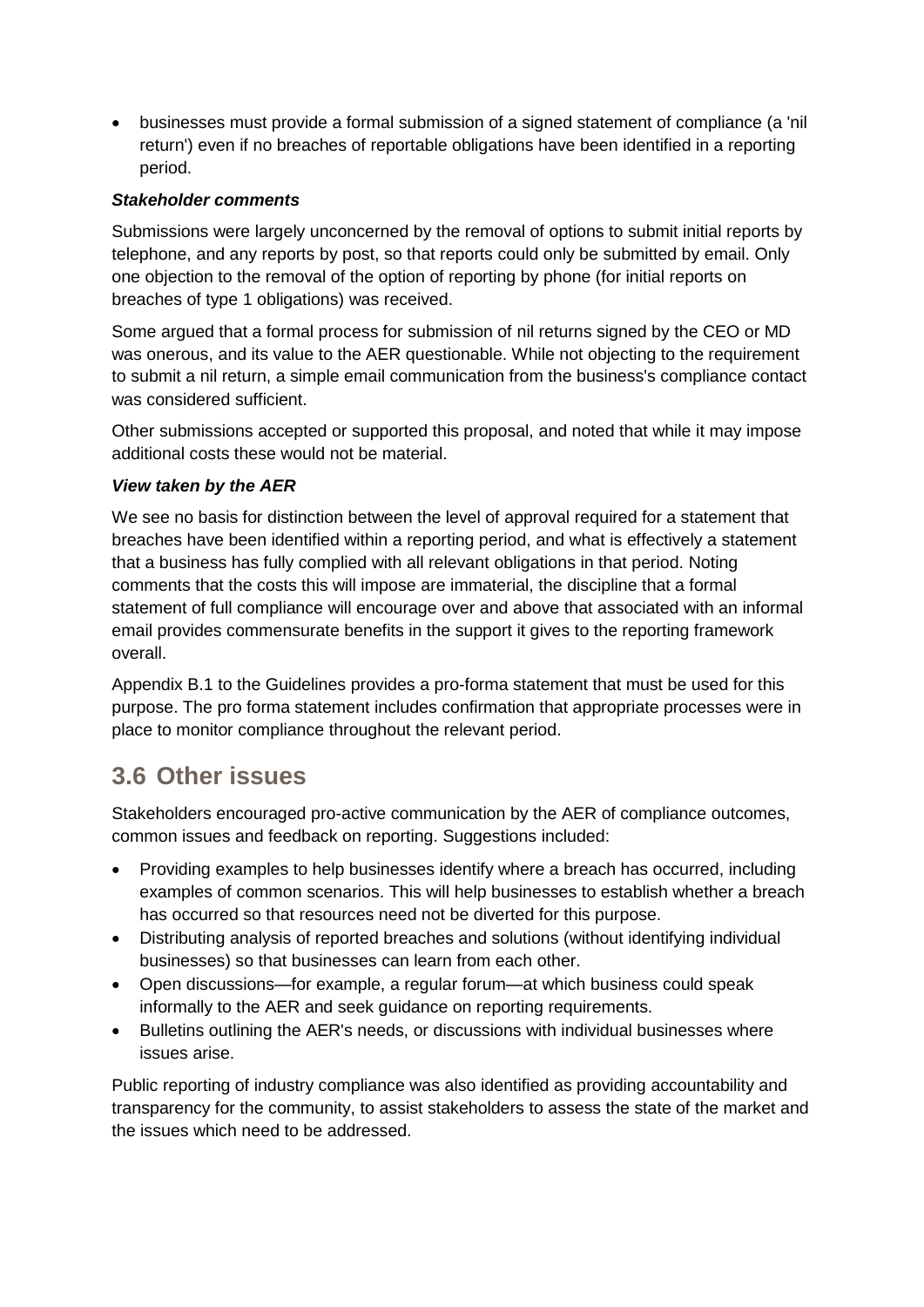- businesses must provide a formal submission of a signed statement of compliance (a 'nil return') even if no breaches of reportable obligations have been identified in a reporting period.

***Stakeholder comments***

Submissions were largely unconcerned by the removal of options to submit initial reports by telephone, and any reports by post, so that reports could only be submitted by email. Only one objection to the removal of the option of reporting by phone (for initial reports on breaches of type 1 obligations) was received.

Some argued that a formal process for submission of nil returns signed by the CEO or MD was onerous, and its value to the AER questionable. While not objecting to the requirement to submit a nil return, a simple email communication from the business's compliance contact was considered sufficient.

Other submissions accepted or supported this proposal, and noted that while it may impose additional costs these would not be material.

***View taken by the AER***

We see no basis for distinction between the level of approval required for a statement that breaches have been identified within a reporting period, and what is effectively a statement that a business has fully complied with all relevant obligations in that period. Noting comments that the costs this will impose are immaterial, the discipline that a formal statement of full compliance will encourage over and above that associated with an informal email provides commensurate benefits in the support it gives to the reporting framework overall.

Appendix B.1 to the Guidelines provides a pro-forma statement that must be used for this purpose. The pro forma statement includes confirmation that appropriate processes were in place to monitor compliance throughout the relevant period.

## 3.6 Other issues

Stakeholders encouraged pro-active communication by the AER of compliance outcomes, common issues and feedback on reporting. Suggestions included:

- Providing examples to help businesses identify where a breach has occurred, including examples of common scenarios. This will help businesses to establish whether a breach has occurred so that resources need not be diverted for this purpose.
- Distributing analysis of reported breaches and solutions (without identifying individual businesses) so that businesses can learn from each other.
- Open discussions—for example, a regular forum—at which business could speak informally to the AER and seek guidance on reporting requirements.
- Bulletins outlining the AER's needs, or discussions with individual businesses where issues arise.

Public reporting of industry compliance was also identified as providing accountability and transparency for the community, to assist stakeholders to assess the state of the market and the issues which need to be addressed.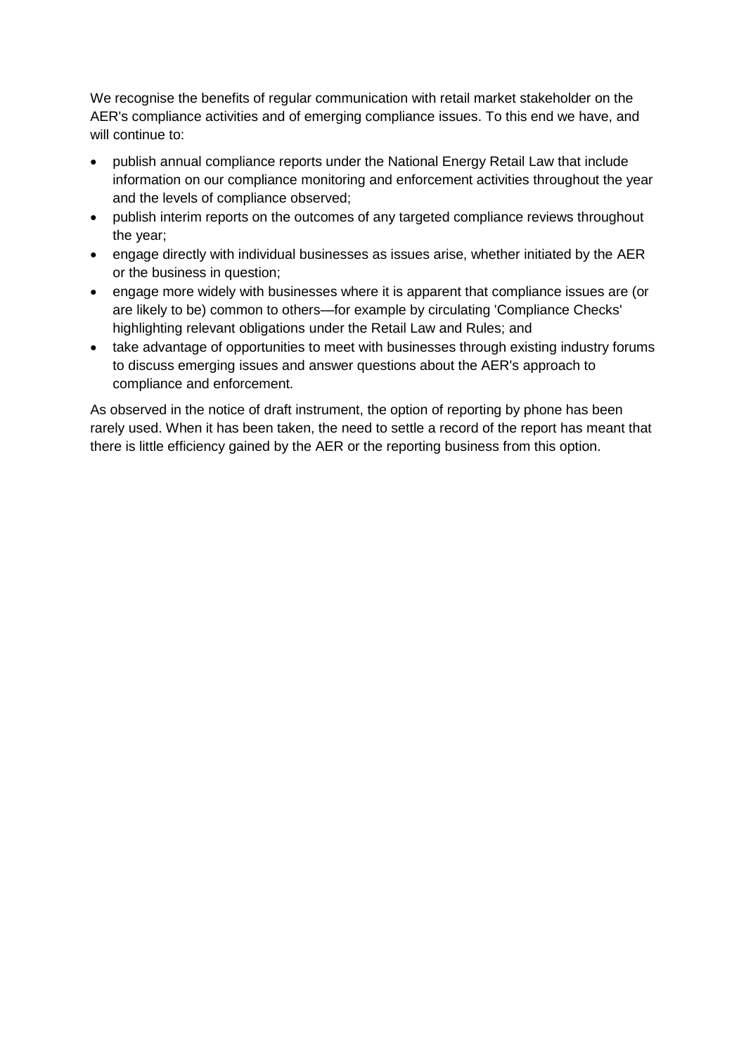We recognise the benefits of regular communication with retail market stakeholder on the AER's compliance activities and of emerging compliance issues. To this end we have, and will continue to:

- publish annual compliance reports under the National Energy Retail Law that include information on our compliance monitoring and enforcement activities throughout the year and the levels of compliance observed;
- publish interim reports on the outcomes of any targeted compliance reviews throughout the year;
- engage directly with individual businesses as issues arise, whether initiated by the AER or the business in question;
- engage more widely with businesses where it is apparent that compliance issues are (or are likely to be) common to others—for example by circulating 'Compliance Checks' highlighting relevant obligations under the Retail Law and Rules; and
- take advantage of opportunities to meet with businesses through existing industry forums to discuss emerging issues and answer questions about the AER's approach to compliance and enforcement.

As observed in the notice of draft instrument, the option of reporting by phone has been rarely used. When it has been taken, the need to settle a record of the report has meant that there is little efficiency gained by the AER or the reporting business from this option.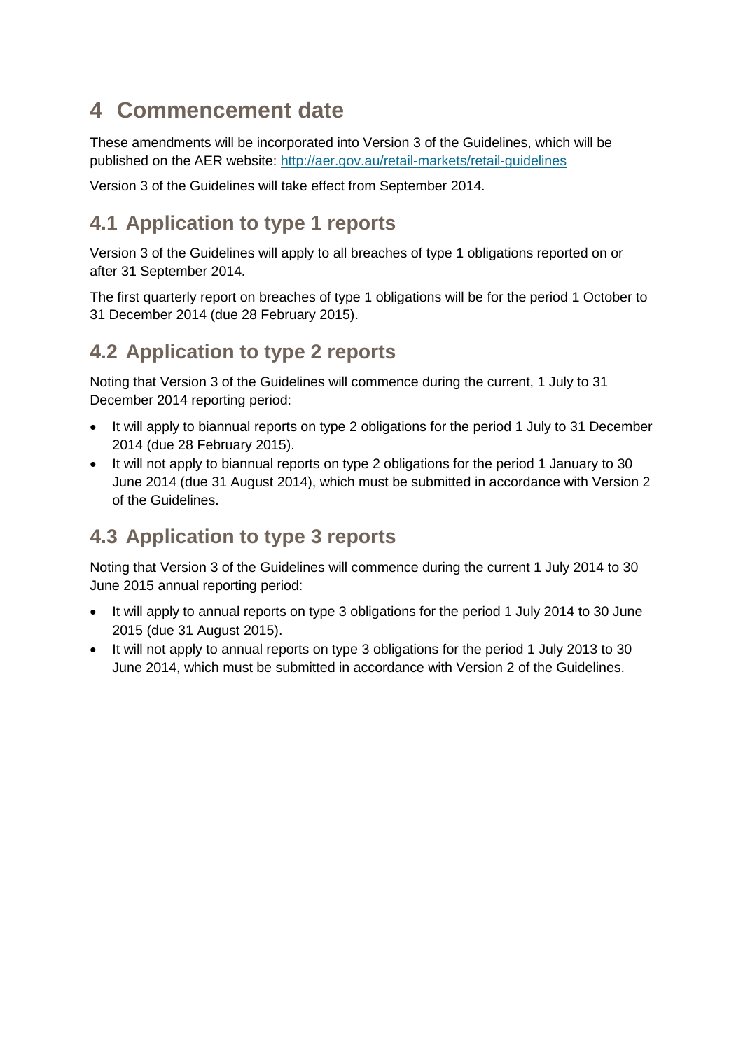# 4 Commencement date

These amendments will be incorporated into Version 3 of the Guidelines, which will be published on the AER website: [http://aer.gov.au/retail-markets/retail-guidelines](http://aer.gov.au/retail-markets/retail-guidelines)

Version 3 of the Guidelines will take effect from September 2014.

## 4.1 Application to type 1 reports

Version 3 of the Guidelines will apply to all breaches of type 1 obligations reported on or after 31 September 2014.

The first quarterly report on breaches of type 1 obligations will be for the period 1 October to 31 December 2014 (due 28 February 2015).

## 4.2 Application to type 2 reports

Noting that Version 3 of the Guidelines will commence during the current, 1 July to 31 December 2014 reporting period:

- It will apply to biannual reports on type 2 obligations for the period 1 July to 31 December 2014 (due 28 February 2015).
- It will not apply to biannual reports on type 2 obligations for the period 1 January to 30 June 2014 (due 31 August 2014), which must be submitted in accordance with Version 2 of the Guidelines.

## 4.3 Application to type 3 reports

Noting that Version 3 of the Guidelines will commence during the current 1 July 2014 to 30 June 2015 annual reporting period:

- It will apply to annual reports on type 3 obligations for the period 1 July 2014 to 30 June 2015 (due 31 August 2015).
- It will not apply to annual reports on type 3 obligations for the period 1 July 2013 to 30 June 2014, which must be submitted in accordance with Version 2 of the Guidelines.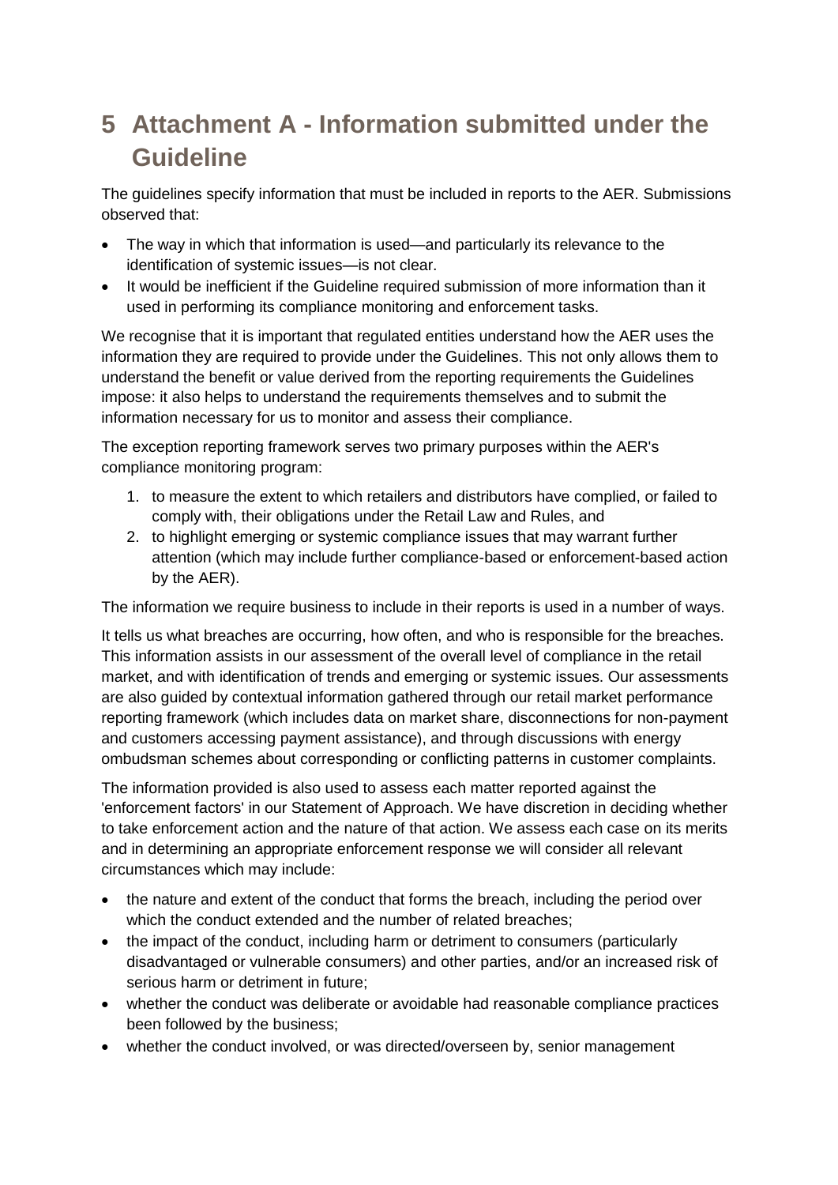# 5 Attachment A - Information submitted under the Guideline

The guidelines specify information that must be included in reports to the AER. Submissions observed that:

- The way in which that information is used—and particularly its relevance to the identification of systemic issues—is not clear.
- It would be inefficient if the Guideline required submission of more information than it used in performing its compliance monitoring and enforcement tasks.

We recognise that it is important that regulated entities understand how the AER uses the information they are required to provide under the Guidelines. This not only allows them to understand the benefit or value derived from the reporting requirements the Guidelines impose: it also helps to understand the requirements themselves and to submit the information necessary for us to monitor and assess their compliance.

The exception reporting framework serves two primary purposes within the AER's compliance monitoring program:

1. to measure the extent to which retailers and distributors have complied, or failed to comply with, their obligations under the Retail Law and Rules, and
2. to highlight emerging or systemic compliance issues that may warrant further attention (which may include further compliance-based or enforcement-based action by the AER).

The information we require business to include in their reports is used in a number of ways.

It tells us what breaches are occurring, how often, and who is responsible for the breaches. This information assists in our assessment of the overall level of compliance in the retail market, and with identification of trends and emerging or systemic issues. Our assessments are also guided by contextual information gathered through our retail market performance reporting framework (which includes data on market share, disconnections for non-payment and customers accessing payment assistance), and through discussions with energy ombudsman schemes about corresponding or conflicting patterns in customer complaints.

The information provided is also used to assess each matter reported against the 'enforcement factors' in our Statement of Approach. We have discretion in deciding whether to take enforcement action and the nature of that action. We assess each case on its merits and in determining an appropriate enforcement response we will consider all relevant circumstances which may include:

- the nature and extent of the conduct that forms the breach, including the period over which the conduct extended and the number of related breaches;
- the impact of the conduct, including harm or detriment to consumers (particularly disadvantaged or vulnerable consumers) and other parties, and/or an increased risk of serious harm or detriment in future;
- whether the conduct was deliberate or avoidable had reasonable compliance practices been followed by the business;
- whether the conduct involved, or was directed/overseen by, senior management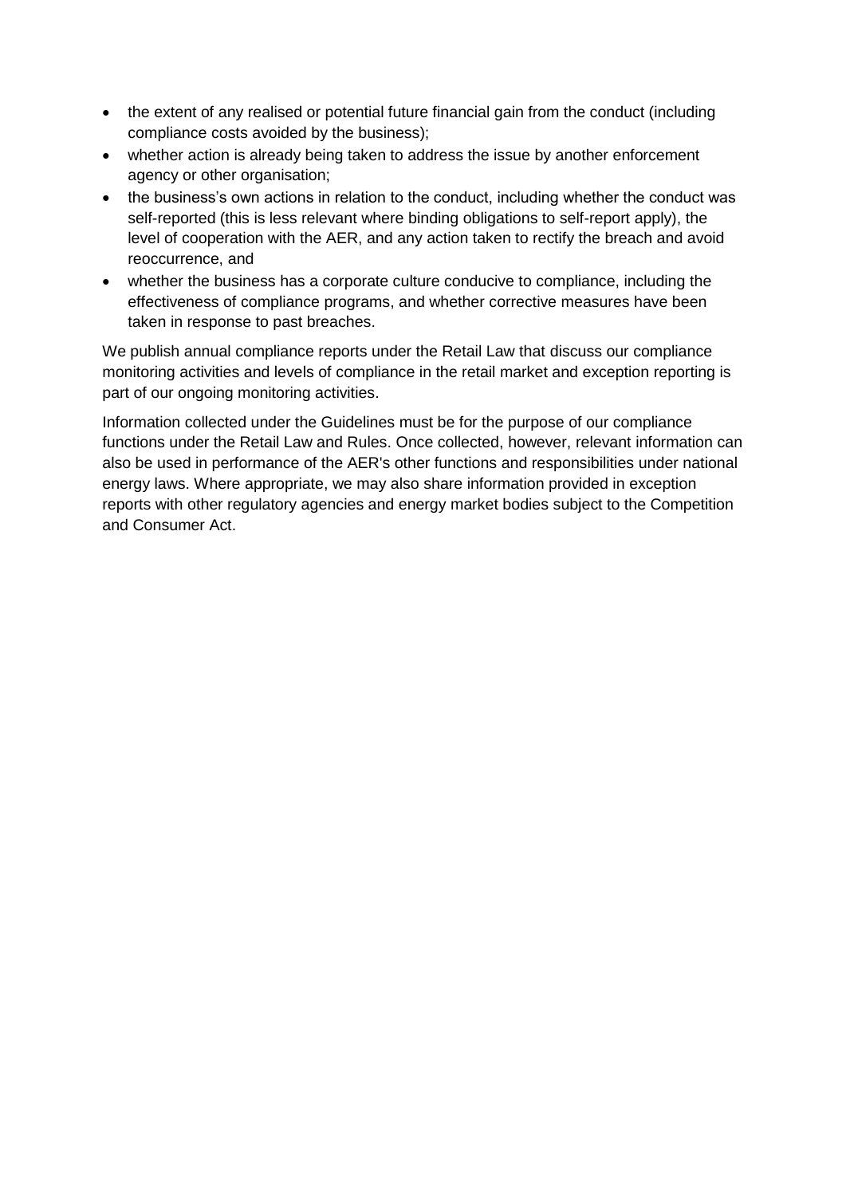- the extent of any realised or potential future financial gain from the conduct (including compliance costs avoided by the business);
- whether action is already being taken to address the issue by another enforcement agency or other organisation;
- the business's own actions in relation to the conduct, including whether the conduct was self-reported (this is less relevant where binding obligations to self-report apply), the level of cooperation with the AER, and any action taken to rectify the breach and avoid reoccurrence, and
- whether the business has a corporate culture conducive to compliance, including the effectiveness of compliance programs, and whether corrective measures have been taken in response to past breaches.

We publish annual compliance reports under the Retail Law that discuss our compliance monitoring activities and levels of compliance in the retail market and exception reporting is part of our ongoing monitoring activities.

Information collected under the Guidelines must be for the purpose of our compliance functions under the Retail Law and Rules. Once collected, however, relevant information can also be used in performance of the AER's other functions and responsibilities under national energy laws. Where appropriate, we may also share information provided in exception reports with other regulatory agencies and energy market bodies subject to the Competition and Consumer Act.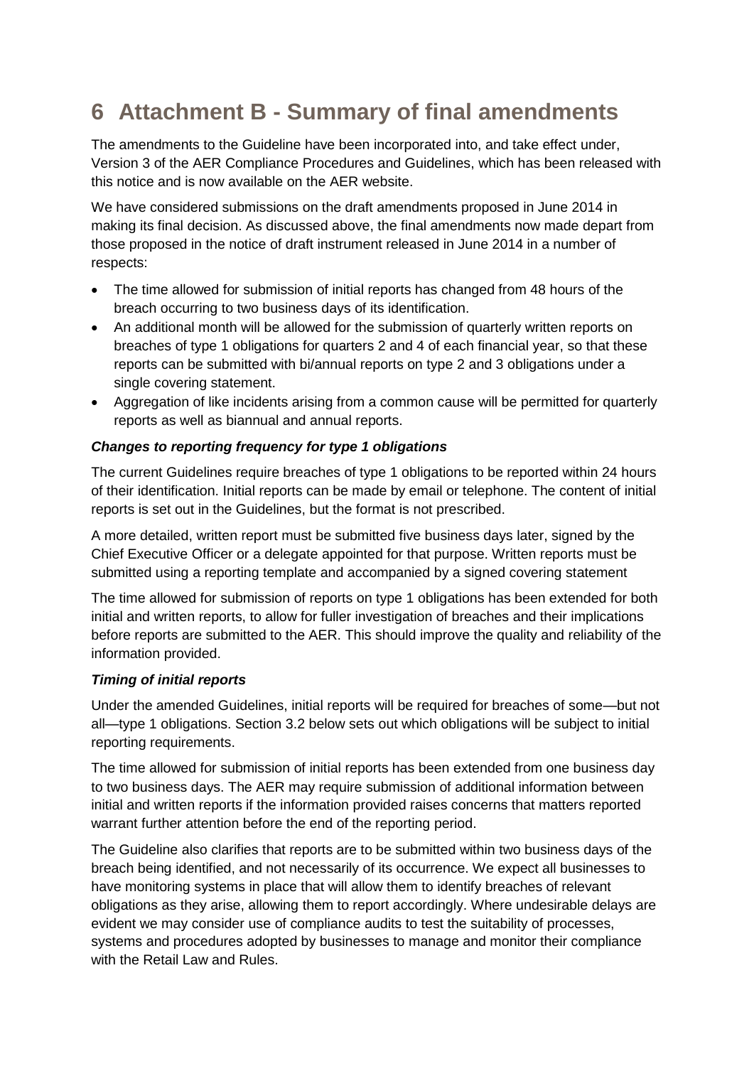# 6 Attachment B - Summary of final amendments

The amendments to the Guideline have been incorporated into, and take effect under, Version 3 of the AER Compliance Procedures and Guidelines, which has been released with this notice and is now available on the AER website.

We have considered submissions on the draft amendments proposed in June 2014 in making its final decision. As discussed above, the final amendments now made depart from those proposed in the notice of draft instrument released in June 2014 in a number of respects:

- The time allowed for submission of initial reports has changed from 48 hours of the breach occurring to two business days of its identification.
- An additional month will be allowed for the submission of quarterly written reports on breaches of type 1 obligations for quarters 2 and 4 of each financial year, so that these reports can be submitted with bi/annual reports on type 2 and 3 obligations under a single covering statement.
- Aggregation of like incidents arising from a common cause will be permitted for quarterly reports as well as biannual and annual reports.

***Changes to reporting frequency for type 1 obligations***

The current Guidelines require breaches of type 1 obligations to be reported within 24 hours of their identification. Initial reports can be made by email or telephone. The content of initial reports is set out in the Guidelines, but the format is not prescribed.

A more detailed, written report must be submitted five business days later, signed by the Chief Executive Officer or a delegate appointed for that purpose. Written reports must be submitted using a reporting template and accompanied by a signed covering statement

The time allowed for submission of reports on type 1 obligations has been extended for both initial and written reports, to allow for fuller investigation of breaches and their implications before reports are submitted to the AER. This should improve the quality and reliability of the information provided.

***Timing of initial reports***

Under the amended Guidelines, initial reports will be required for breaches of some—but not all—type 1 obligations. Section 3.2 below sets out which obligations will be subject to initial reporting requirements.

The time allowed for submission of initial reports has been extended from one business day to two business days. The AER may require submission of additional information between initial and written reports if the information provided raises concerns that matters reported warrant further attention before the end of the reporting period.

The Guideline also clarifies that reports are to be submitted within two business days of the breach being identified, and not necessarily of its occurrence. We expect all businesses to have monitoring systems in place that will allow them to identify breaches of relevant obligations as they arise, allowing them to report accordingly. Where undesirable delays are evident we may consider use of compliance audits to test the suitability of processes, systems and procedures adopted by businesses to manage and monitor their compliance with the Retail Law and Rules.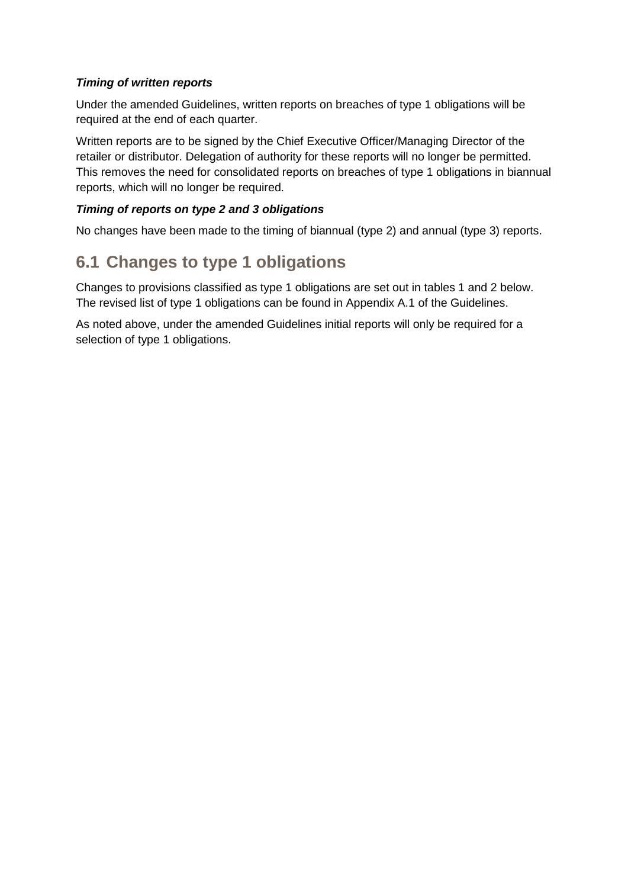***Timing of written reports***

Under the amended Guidelines, written reports on breaches of type 1 obligations will be required at the end of each quarter.

Written reports are to be signed by the Chief Executive Officer/Managing Director of the retailer or distributor. Delegation of authority for these reports will no longer be permitted. This removes the need for consolidated reports on breaches of type 1 obligations in biannual reports, which will no longer be required.

***Timing of reports on type 2 and 3 obligations***

No changes have been made to the timing of biannual (type 2) and annual (type 3) reports.

## 6.1 Changes to type 1 obligations

Changes to provisions classified as type 1 obligations are set out in tables 1 and 2 below. The revised list of type 1 obligations can be found in Appendix A.1 of the Guidelines.

As noted above, under the amended Guidelines initial reports will only be required for a selection of type 1 obligations.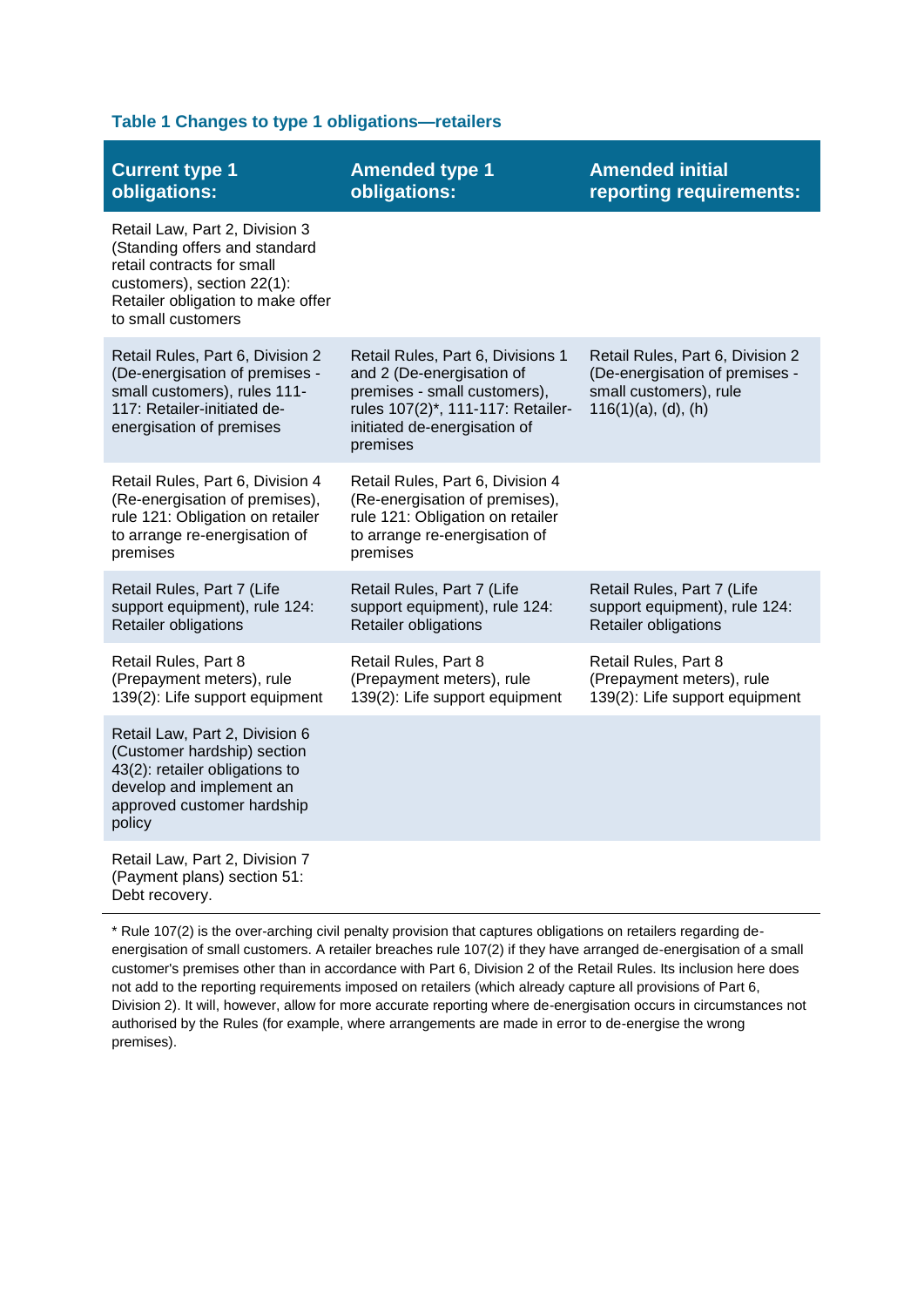**Table 1 Changes to type 1 obligations—retailers**

| Current type 1 obligations: | Amended type 1 obligations: | Amended initial reporting requirements: |
|---|---|---|
| Retail Law, Part 2, Division 3 (Standing offers and standard retail contracts for small customers), section 22(1): Retailer obligation to make offer to small customers | | |
| Retail Rules, Part 6, Division 2 (De-energisation of premises - small customers), rules 111-117: Retailer-initiated de-energisation of premises | Retail Rules, Part 6, Divisions 1 and 2 (De-energisation of premises - small customers), rules 107(2)*, 111-117: Retailer-initiated de-energisation of premises | Retail Rules, Part 6, Division 2 (De-energisation of premises - small customers), rule 116(1)(a), (d), (h) |
| Retail Rules, Part 6, Division 4 (Re-energisation of premises), rule 121: Obligation on retailer to arrange re-energisation of premises | Retail Rules, Part 6, Division 4 (Re-energisation of premises), rule 121: Obligation on retailer to arrange re-energisation of premises | |
| Retail Rules, Part 7 (Life support equipment), rule 124: Retailer obligations | Retail Rules, Part 7 (Life support equipment), rule 124: Retailer obligations | Retail Rules, Part 7 (Life support equipment), rule 124: Retailer obligations |
| Retail Rules, Part 8 (Prepayment meters), rule 139(2): Life support equipment | Retail Rules, Part 8 (Prepayment meters), rule 139(2): Life support equipment | Retail Rules, Part 8 (Prepayment meters), rule 139(2): Life support equipment |
| Retail Law, Part 2, Division 6 (Customer hardship) section 43(2): retailer obligations to develop and implement an approved customer hardship policy | | |
| Retail Law, Part 2, Division 7 (Payment plans) section 51: Debt recovery. | | |

* Rule 107(2) is the over-arching civil penalty provision that captures obligations on retailers regarding de-energisation of small customers. A retailer breaches rule 107(2) if they have arranged de-energisation of a small customer's premises other than in accordance with Part 6, Division 2 of the Retail Rules. Its inclusion here does not add to the reporting requirements imposed on retailers (which already capture all provisions of Part 6, Division 2). It will, however, allow for more accurate reporting where de-energisation occurs in circumstances not authorised by the Rules (for example, where arrangements are made in error to de-energise the wrong premises).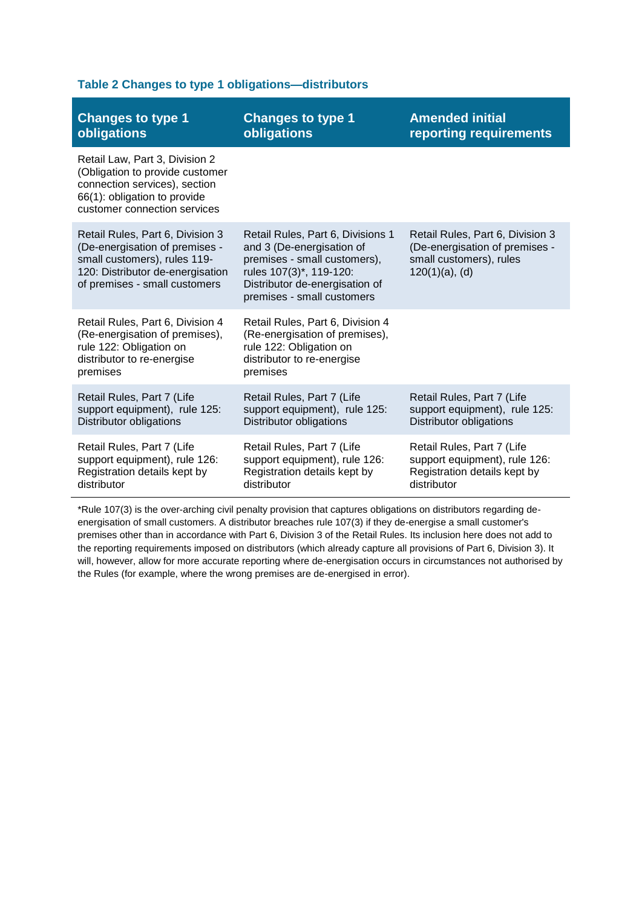**Table 2 Changes to type 1 obligations—distributors**

| Changes to type 1 obligations | Changes to type 1 obligations | Amended initial reporting requirements |
|---|---|---|
| Retail Law, Part 3, Division 2 (Obligation to provide customer connection services), section 66(1): obligation to provide customer connection services | | |
| Retail Rules, Part 6, Division 3 (De-energisation of premises - small customers), rules 119-120: Distributor de-energisation of premises - small customers | Retail Rules, Part 6, Divisions 1 and 3 (De-energisation of premises - small customers), rules 107(3)*, 119-120: Distributor de-energisation of premises - small customers | Retail Rules, Part 6, Division 3 (De-energisation of premises - small customers), rules 120(1)(a), (d) |
| Retail Rules, Part 6, Division 4 (Re-energisation of premises), rule 122: Obligation on distributor to re-energise premises | Retail Rules, Part 6, Division 4 (Re-energisation of premises), rule 122: Obligation on distributor to re-energise premises | |
| Retail Rules, Part 7 (Life support equipment), rule 125: Distributor obligations | Retail Rules, Part 7 (Life support equipment), rule 125: Distributor obligations | Retail Rules, Part 7 (Life support equipment), rule 125: Distributor obligations |
| Retail Rules, Part 7 (Life support equipment), rule 126: Registration details kept by distributor | Retail Rules, Part 7 (Life support equipment), rule 126: Registration details kept by distributor | Retail Rules, Part 7 (Life support equipment), rule 126: Registration details kept by distributor |

*Rule 107(3) is the over-arching civil penalty provision that captures obligations on distributors regarding de-energisation of small customers. A distributor breaches rule 107(3) if they de-energise a small customer's premises other than in accordance with Part 6, Division 3 of the Retail Rules. Its inclusion here does not add to the reporting requirements imposed on distributors (which already capture all provisions of Part 6, Division 3). It will, however, allow for more accurate reporting where de-energisation occurs in circumstances not authorised by the Rules (for example, where the wrong premises are de-energised in error).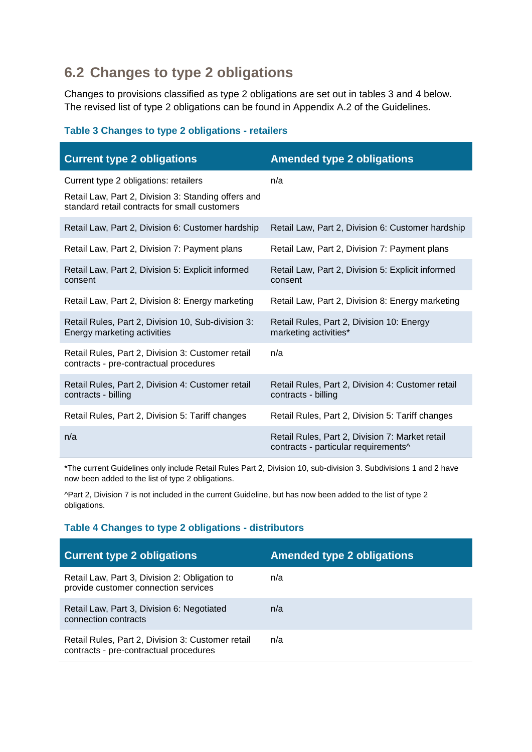## 6.2 Changes to type 2 obligations

Changes to provisions classified as type 2 obligations are set out in tables 3 and 4 below. The revised list of type 2 obligations can be found in Appendix A.2 of the Guidelines.

### Table 3 Changes to type 2 obligations - retailers

| Current type 2 obligations | Amended type 2 obligations |
|---|---|
| Current type 2 obligations: retailers<br><br>Retail Law, Part 2, Division 3: Standing offers and standard retail contracts for small customers | n/a |
| Retail Law, Part 2, Division 6: Customer hardship | Retail Law, Part 2, Division 6: Customer hardship |
| Retail Law, Part 2, Division 7: Payment plans | Retail Law, Part 2, Division 7: Payment plans |
| Retail Law, Part 2, Division 5: Explicit informed consent | Retail Law, Part 2, Division 5: Explicit informed consent |
| Retail Law, Part 2, Division 8: Energy marketing | Retail Law, Part 2, Division 8: Energy marketing |
| Retail Rules, Part 2, Division 10, Sub-division 3: Energy marketing activities | Retail Rules, Part 2, Division 10: Energy marketing activities* |
| Retail Rules, Part 2, Division 3: Customer retail contracts - pre-contractual procedures | n/a |
| Retail Rules, Part 2, Division 4: Customer retail contracts - billing | Retail Rules, Part 2, Division 4: Customer retail contracts - billing |
| Retail Rules, Part 2, Division 5: Tariff changes | Retail Rules, Part 2, Division 5: Tariff changes |
| n/a | Retail Rules, Part 2, Division 7: Market retail contracts - particular requirements^ |

*The current Guidelines only include Retail Rules Part 2, Division 10, sub-division 3. Subdivisions 1 and 2 have now been added to the list of type 2 obligations.

^Part 2, Division 7 is not included in the current Guideline, but has now been added to the list of type 2 obligations.

### Table 4 Changes to type 2 obligations - distributors

| Current type 2 obligations | Amended type 2 obligations |
|---|---|
| Retail Law, Part 3, Division 2: Obligation to provide customer connection services | n/a |
| Retail Law, Part 3, Division 6: Negotiated connection contracts | n/a |
| Retail Rules, Part 2, Division 3: Customer retail contracts - pre-contractual procedures | n/a |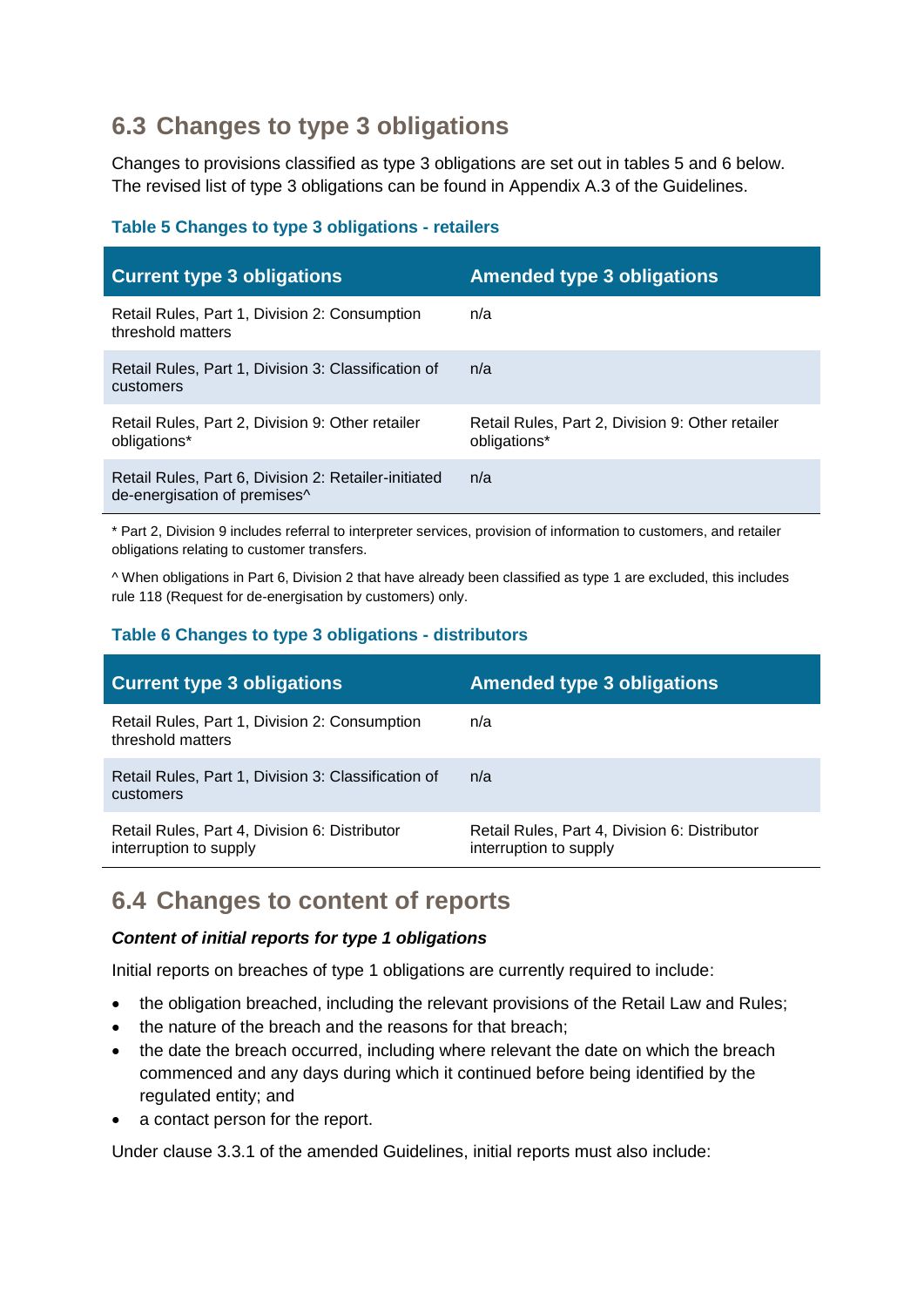## 6.3 Changes to type 3 obligations

Changes to provisions classified as type 3 obligations are set out in tables 5 and 6 below. The revised list of type 3 obligations can be found in Appendix A.3 of the Guidelines.

**Table 5 Changes to type 3 obligations - retailers**

| Current type 3 obligations | Amended type 3 obligations |
| --- | --- |
| Retail Rules, Part 1, Division 2: Consumption threshold matters | n/a |
| Retail Rules, Part 1, Division 3: Classification of customers | n/a |
| Retail Rules, Part 2, Division 9: Other retailer obligations* | Retail Rules, Part 2, Division 9: Other retailer obligations* |
| Retail Rules, Part 6, Division 2: Retailer-initiated de-energisation of premises^ | n/a |

* Part 2, Division 9 includes referral to interpreter services, provision of information to customers, and retailer obligations relating to customer transfers.

^ When obligations in Part 6, Division 2 that have already been classified as type 1 are excluded, this includes rule 118 (Request for de-energisation by customers) only.

**Table 6 Changes to type 3 obligations - distributors**

| Current type 3 obligations | Amended type 3 obligations |
| --- | --- |
| Retail Rules, Part 1, Division 2: Consumption threshold matters | n/a |
| Retail Rules, Part 1, Division 3: Classification of customers | n/a |
| Retail Rules, Part 4, Division 6: Distributor interruption to supply | Retail Rules, Part 4, Division 6: Distributor interruption to supply |

## 6.4 Changes to content of reports

***Content of initial reports for type 1 obligations***

Initial reports on breaches of type 1 obligations are currently required to include:

- the obligation breached, including the relevant provisions of the Retail Law and Rules;
- the nature of the breach and the reasons for that breach;
- the date the breach occurred, including where relevant the date on which the breach commenced and any days during which it continued before being identified by the regulated entity; and
- a contact person for the report.

Under clause 3.3.1 of the amended Guidelines, initial reports must also include: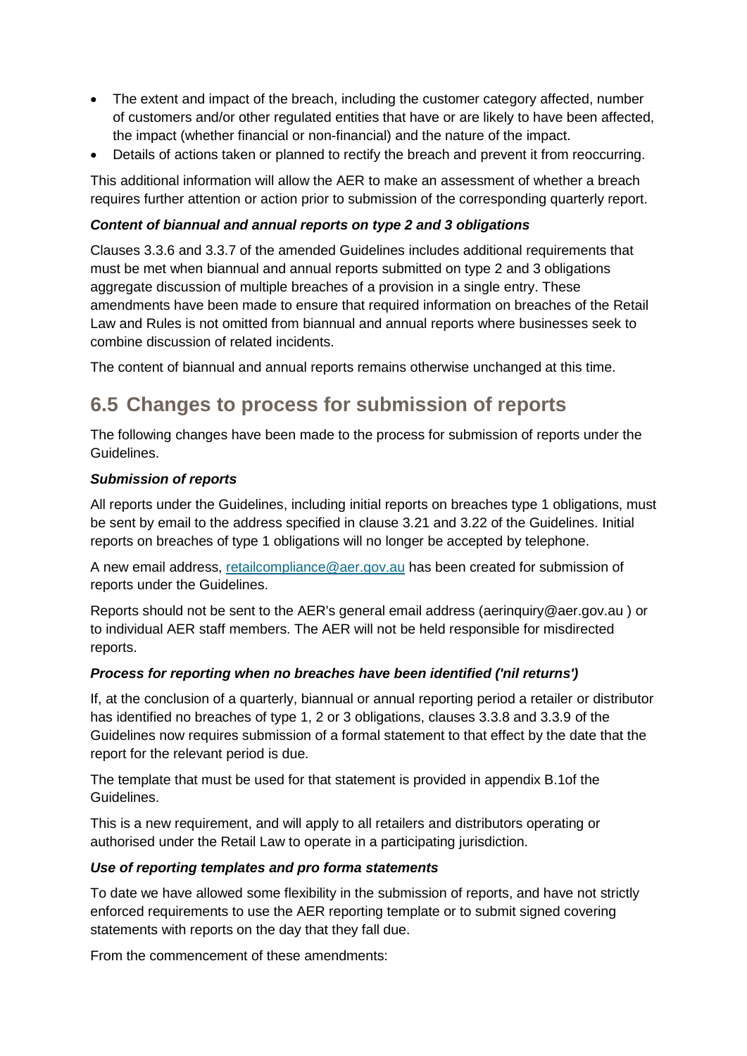- The extent and impact of the breach, including the customer category affected, number of customers and/or other regulated entities that have or are likely to have been affected, the impact (whether financial or non-financial) and the nature of the impact.
- Details of actions taken or planned to rectify the breach and prevent it from reoccurring.

This additional information will allow the AER to make an assessment of whether a breach requires further attention or action prior to submission of the corresponding quarterly report.

### *Content of biannual and annual reports on type 2 and 3 obligations*

Clauses 3.3.6 and 3.3.7 of the amended Guidelines includes additional requirements that must be met when biannual and annual reports submitted on type 2 and 3 obligations aggregate discussion of multiple breaches of a provision in a single entry. These amendments have been made to ensure that required information on breaches of the Retail Law and Rules is not omitted from biannual and annual reports where businesses seek to combine discussion of related incidents.

The content of biannual and annual reports remains otherwise unchanged at this time.

## 6.5 Changes to process for submission of reports

The following changes have been made to the process for submission of reports under the Guidelines.

### *Submission of reports*

All reports under the Guidelines, including initial reports on breaches type 1 obligations, must be sent by email to the address specified in clause 3.21 and 3.22 of the Guidelines. Initial reports on breaches of type 1 obligations will no longer be accepted by telephone.

A new email address, [retailcompliance@aer.gov.au](mailto:retailcompliance@aer.gov.au) has been created for submission of reports under the Guidelines.

Reports should not be sent to the AER's general email address (aerinquiry@aer.gov.au ) or to individual AER staff members. The AER will not be held responsible for misdirected reports.

### *Process for reporting when no breaches have been identified ('nil returns')*

If, at the conclusion of a quarterly, biannual or annual reporting period a retailer or distributor has identified no breaches of type 1, 2 or 3 obligations, clauses 3.3.8 and 3.3.9 of the Guidelines now requires submission of a formal statement to that effect by the date that the report for the relevant period is due.

The template that must be used for that statement is provided in appendix B.1of the Guidelines.

This is a new requirement, and will apply to all retailers and distributors operating or authorised under the Retail Law to operate in a participating jurisdiction.

### *Use of reporting templates and pro forma statements*

To date we have allowed some flexibility in the submission of reports, and have not strictly enforced requirements to use the AER reporting template or to submit signed covering statements with reports on the day that they fall due.

From the commencement of these amendments: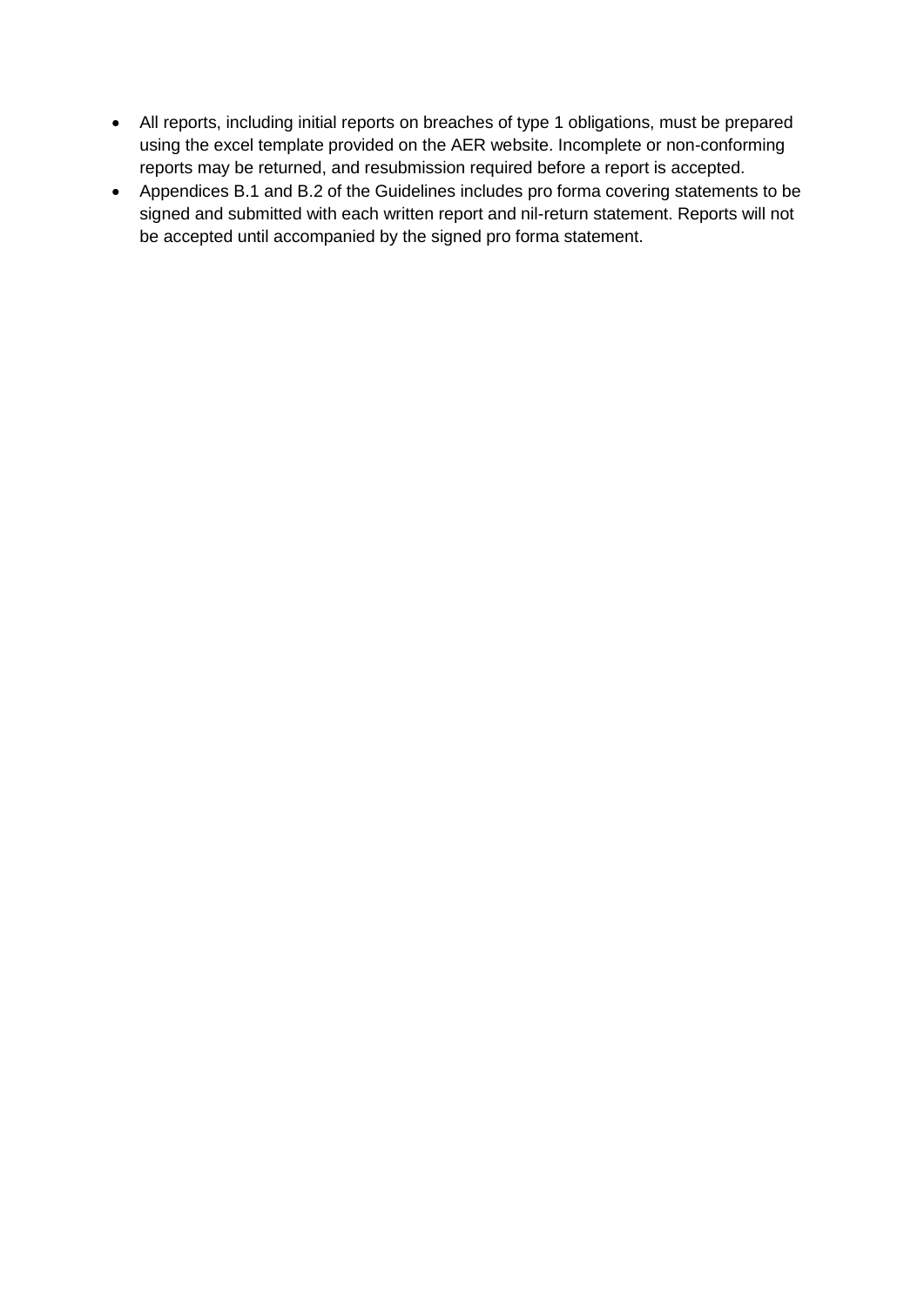- All reports, including initial reports on breaches of type 1 obligations, must be prepared using the excel template provided on the AER website. Incomplete or non-conforming reports may be returned, and resubmission required before a report is accepted.
- Appendices B.1 and B.2 of the Guidelines includes pro forma covering statements to be signed and submitted with each written report and nil-return statement. Reports will not be accepted until accompanied by the signed pro forma statement.